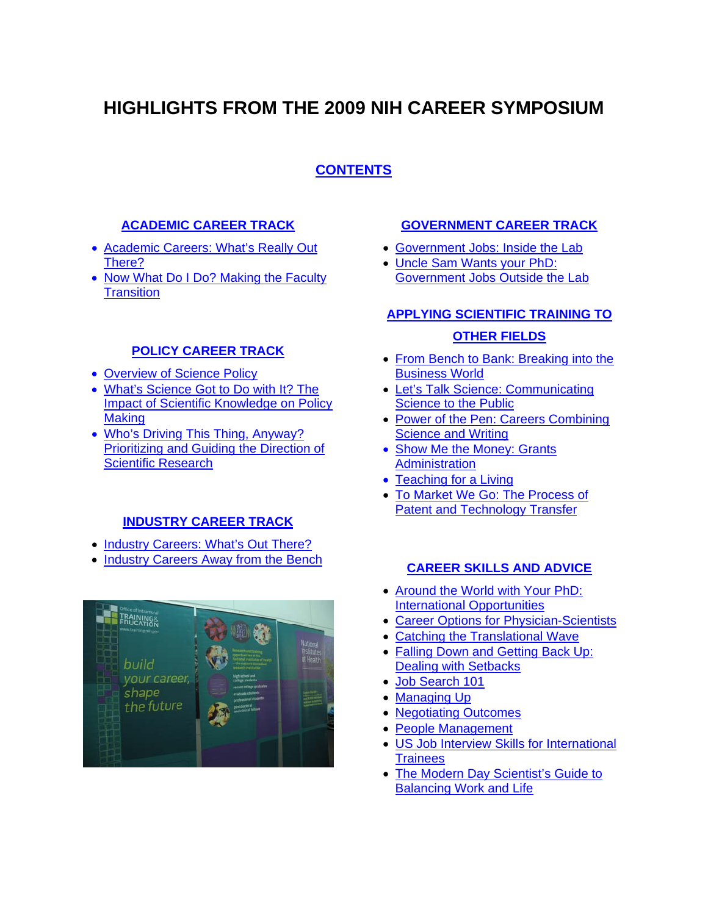# HIGHLIGHTS FROM THE 2009 NIH CAREER SYMPOSIUM

## CONTENTS

### ACADEMIC CAREER TRACK

- Academic Careers: What's Really Out There?
- Now What Do I Do? Making the Faculty Transition

### POLICY CAREER TRACK

- Overview of Science Policy
- What's Science Got to Do with It? The Impact of Scientific Knowledge on Policy Making
- Who's Driving This Thing, Anyway? Prioritizing and Guiding the Direction of Scientific Research

### INDUSTRY CAREER TRACK

- Industry Careers: What's Out There?
- Industry Careers Away from the Bench

### GOVERNMENT CAREER TRACK

- Government Jobs: Inside the Lab
- Uncle Sam Wants your PhD: Government Jobs Outside the Lab

### APPLYING SCIENTIFIC TRAINING TO OTHER FIELDS

- From Bench to Bank: Breaking into the Business World
- Let's Talk Science: Communicating Science to the Public
- Power of the Pen: Careers Combining Science and Writing
- Show Me the Money: Grants Administration
- Teaching for a Living
- To Market We Go: The Process of Patent and Technology Transfer

### CAREER SKILLS AND ADVICE

- Around the World with Your PhD: International Opportunities
- Career Options for Physician-Scientists
- Catching the Translational Wave
- Falling Down and Getting Back Up: Dealing with Setbacks
- Job Search 101
- Managing Up
- Negotiating Outcomes
- People Management
- US Job Interview Skills for International Trainees
- The Modern Day Scientist's Guide to Balancing Work and Life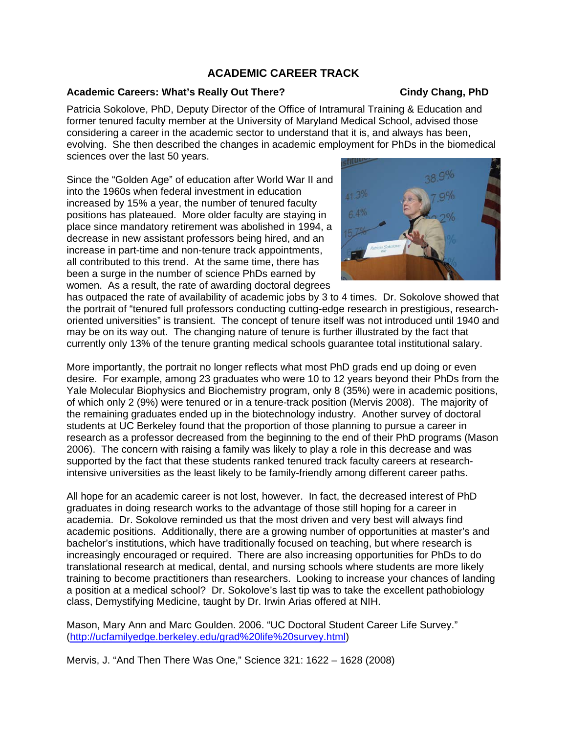# ACADEMIC CAREER TRACK

**Academic Careers: What's Really Out There?** **Cindy Chang, PhD**

Patricia Sokolove, PhD, Deputy Director of the Office of Intramural Training & Education and former tenured faculty member at the University of Maryland Medical School, advised those considering a career in the academic sector to understand that it is, and always has been, evolving. She then described the changes in academic employment for PhDs in the biomedical sciences over the last 50 years.

Since the "Golden Age" of education after World War II and into the 1960s when federal investment in education increased by 15% a year, the number of tenured faculty positions has plateaued. More older faculty are staying in place since mandatory retirement was abolished in 1994, a decrease in new assistant professors being hired, and an increase in part-time and non-tenure track appointments, all contributed to this trend. At the same time, there has been a surge in the number of science PhDs earned by women. As a result, the rate of awarding doctoral degrees has outpaced the rate of availability of academic jobs by 3 to 4 times. Dr. Sokolove showed that the portrait of "tenured full professors conducting cutting-edge research in prestigious, research-oriented universities" is transient. The concept of tenure itself was not introduced until 1940 and may be on its way out. The changing nature of tenure is further illustrated by the fact that currently only 13% of the tenure granting medical schools guarantee total institutional salary.

More importantly, the portrait no longer reflects what most PhD grads end up doing or even desire. For example, among 23 graduates who were 10 to 12 years beyond their PhDs from the Yale Molecular Biophysics and Biochemistry program, only 8 (35%) were in academic positions, of which only 2 (9%) were tenured or in a tenure-track position (Mervis 2008). The majority of the remaining graduates ended up in the biotechnology industry. Another survey of doctoral students at UC Berkeley found that the proportion of those planning to pursue a career in research as a professor decreased from the beginning to the end of their PhD programs (Mason 2006). The concern with raising a family was likely to play a role in this decrease and was supported by the fact that these students ranked tenured track faculty careers at research-intensive universities as the least likely to be family-friendly among different career paths.

All hope for an academic career is not lost, however. In fact, the decreased interest of PhD graduates in doing research works to the advantage of those still hoping for a career in academia. Dr. Sokolove reminded us that the most driven and very best will always find academic positions. Additionally, there are a growing number of opportunities at master's and bachelor's institutions, which have traditionally focused on teaching, but where research is increasingly encouraged or required. There are also increasing opportunities for PhDs to do translational research at medical, dental, and nursing schools where students are more likely training to become practitioners than researchers. Looking to increase your chances of landing a position at a medical school? Dr. Sokolove's last tip was to take the excellent pathobiology class, Demystifying Medicine, taught by Dr. Irwin Arias offered at NIH.

Mason, Mary Ann and Marc Goulden. 2006. "UC Doctoral Student Career Life Survey." (http://ucfamilyedge.berkeley.edu/grad%20life%20survey.html)

Mervis, J. "And Then There Was One," Science 321: 1622 – 1628 (2008)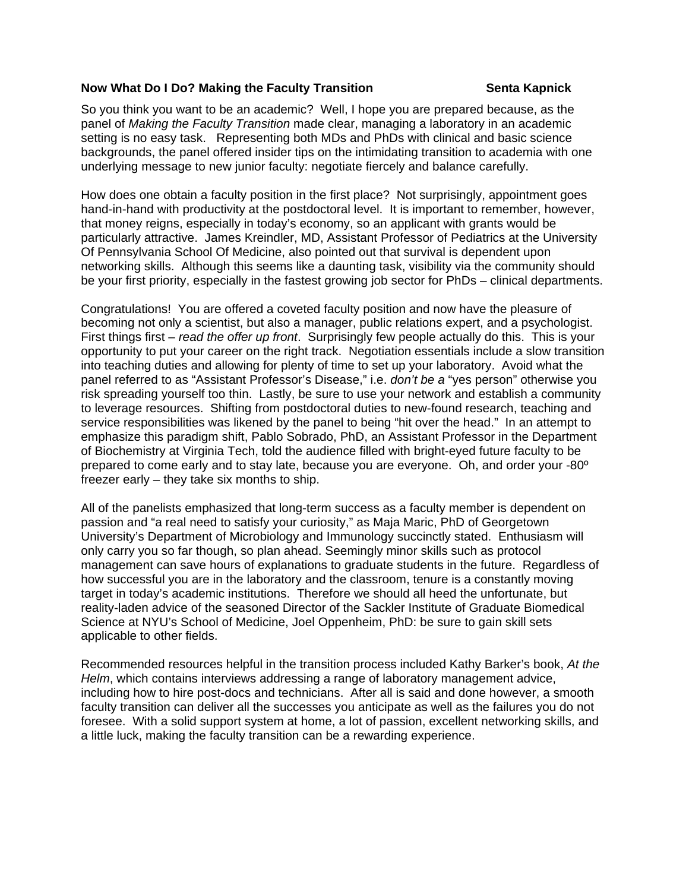**Now What Do I Do? Making the Faculty Transition** **Senta Kapnick**

So you think you want to be an academic? Well, I hope you are prepared because, as the panel of *Making the Faculty Transition* made clear, managing a laboratory in an academic setting is no easy task. Representing both MDs and PhDs with clinical and basic science backgrounds, the panel offered insider tips on the intimidating transition to academia with one underlying message to new junior faculty: negotiate fiercely and balance carefully.

How does one obtain a faculty position in the first place? Not surprisingly, appointment goes hand-in-hand with productivity at the postdoctoral level. It is important to remember, however, that money reigns, especially in today's economy, so an applicant with grants would be particularly attractive. James Kreindler, MD, Assistant Professor of Pediatrics at the University Of Pennsylvania School Of Medicine, also pointed out that survival is dependent upon networking skills. Although this seems like a daunting task, visibility via the community should be your first priority, especially in the fastest growing job sector for PhDs – clinical departments.

Congratulations! You are offered a coveted faculty position and now have the pleasure of becoming not only a scientist, but also a manager, public relations expert, and a psychologist. First things first – *read the offer up front*. Surprisingly few people actually do this. This is your opportunity to put your career on the right track. Negotiation essentials include a slow transition into teaching duties and allowing for plenty of time to set up your laboratory. Avoid what the panel referred to as "Assistant Professor's Disease," i.e. *don't be a* "yes person" otherwise you risk spreading yourself too thin. Lastly, be sure to use your network and establish a community to leverage resources. Shifting from postdoctoral duties to new-found research, teaching and service responsibilities was likened by the panel to being "hit over the head." In an attempt to emphasize this paradigm shift, Pablo Sobrado, PhD, an Assistant Professor in the Department of Biochemistry at Virginia Tech, told the audience filled with bright-eyed future faculty to be prepared to come early and to stay late, because you are everyone. Oh, and order your -80º freezer early – they take six months to ship.

All of the panelists emphasized that long-term success as a faculty member is dependent on passion and "a real need to satisfy your curiosity," as Maja Maric, PhD of Georgetown University's Department of Microbiology and Immunology succinctly stated. Enthusiasm will only carry you so far though, so plan ahead. Seemingly minor skills such as protocol management can save hours of explanations to graduate students in the future. Regardless of how successful you are in the laboratory and the classroom, tenure is a constantly moving target in today's academic institutions. Therefore we should all heed the unfortunate, but reality-laden advice of the seasoned Director of the Sackler Institute of Graduate Biomedical Science at NYU's School of Medicine, Joel Oppenheim, PhD: be sure to gain skill sets applicable to other fields.

Recommended resources helpful in the transition process included Kathy Barker's book, *At the Helm*, which contains interviews addressing a range of laboratory management advice, including how to hire post-docs and technicians. After all is said and done however, a smooth faculty transition can deliver all the successes you anticipate as well as the failures you do not foresee. With a solid support system at home, a lot of passion, excellent networking skills, and a little luck, making the faculty transition can be a rewarding experience.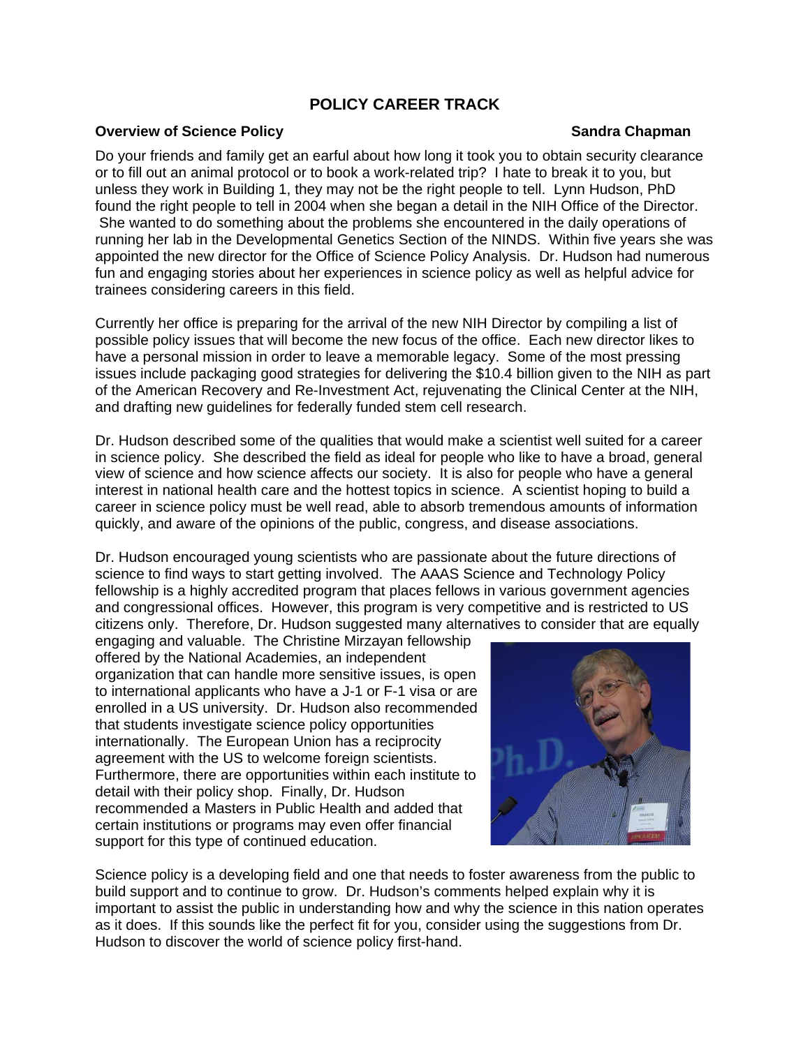## POLICY CAREER TRACK

**Overview of Science Policy** **Sandra Chapman**

Do your friends and family get an earful about how long it took you to obtain security clearance or to fill out an animal protocol or to book a work-related trip? I hate to break it to you, but unless they work in Building 1, they may not be the right people to tell. Lynn Hudson, PhD found the right people to tell in 2004 when she began a detail in the NIH Office of the Director. She wanted to do something about the problems she encountered in the daily operations of running her lab in the Developmental Genetics Section of the NINDS. Within five years she was appointed the new director for the Office of Science Policy Analysis. Dr. Hudson had numerous fun and engaging stories about her experiences in science policy as well as helpful advice for trainees considering careers in this field.

Currently her office is preparing for the arrival of the new NIH Director by compiling a list of possible policy issues that will become the new focus of the office. Each new director likes to have a personal mission in order to leave a memorable legacy. Some of the most pressing issues include packaging good strategies for delivering the $10.4 billion given to the NIH as part of the American Recovery and Re-Investment Act, rejuvenating the Clinical Center at the NIH, and drafting new guidelines for federally funded stem cell research.

Dr. Hudson described some of the qualities that would make a scientist well suited for a career in science policy. She described the field as ideal for people who like to have a broad, general view of science and how science affects our society. It is also for people who have a general interest in national health care and the hottest topics in science. A scientist hoping to build a career in science policy must be well read, able to absorb tremendous amounts of information quickly, and aware of the opinions of the public, congress, and disease associations.

Dr. Hudson encouraged young scientists who are passionate about the future directions of science to find ways to start getting involved. The AAAS Science and Technology Policy fellowship is a highly accredited program that places fellows in various government agencies and congressional offices. However, this program is very competitive and is restricted to US citizens only. Therefore, Dr. Hudson suggested many alternatives to consider that are equally engaging and valuable. The Christine Mirzayan fellowship offered by the National Academies, an independent organization that can handle more sensitive issues, is open to international applicants who have a J-1 or F-1 visa or are enrolled in a US university. Dr. Hudson also recommended that students investigate science policy opportunities internationally. The European Union has a reciprocity agreement with the US to welcome foreign scientists. Furthermore, there are opportunities within each institute to detail with their policy shop. Finally, Dr. Hudson recommended a Masters in Public Health and added that certain institutions or programs may even offer financial support for this type of continued education.

Science policy is a developing field and one that needs to foster awareness from the public to build support and to continue to grow. Dr. Hudson's comments helped explain why it is important to assist the public in understanding how and why the science in this nation operates as it does. If this sounds like the perfect fit for you, consider using the suggestions from Dr. Hudson to discover the world of science policy first-hand.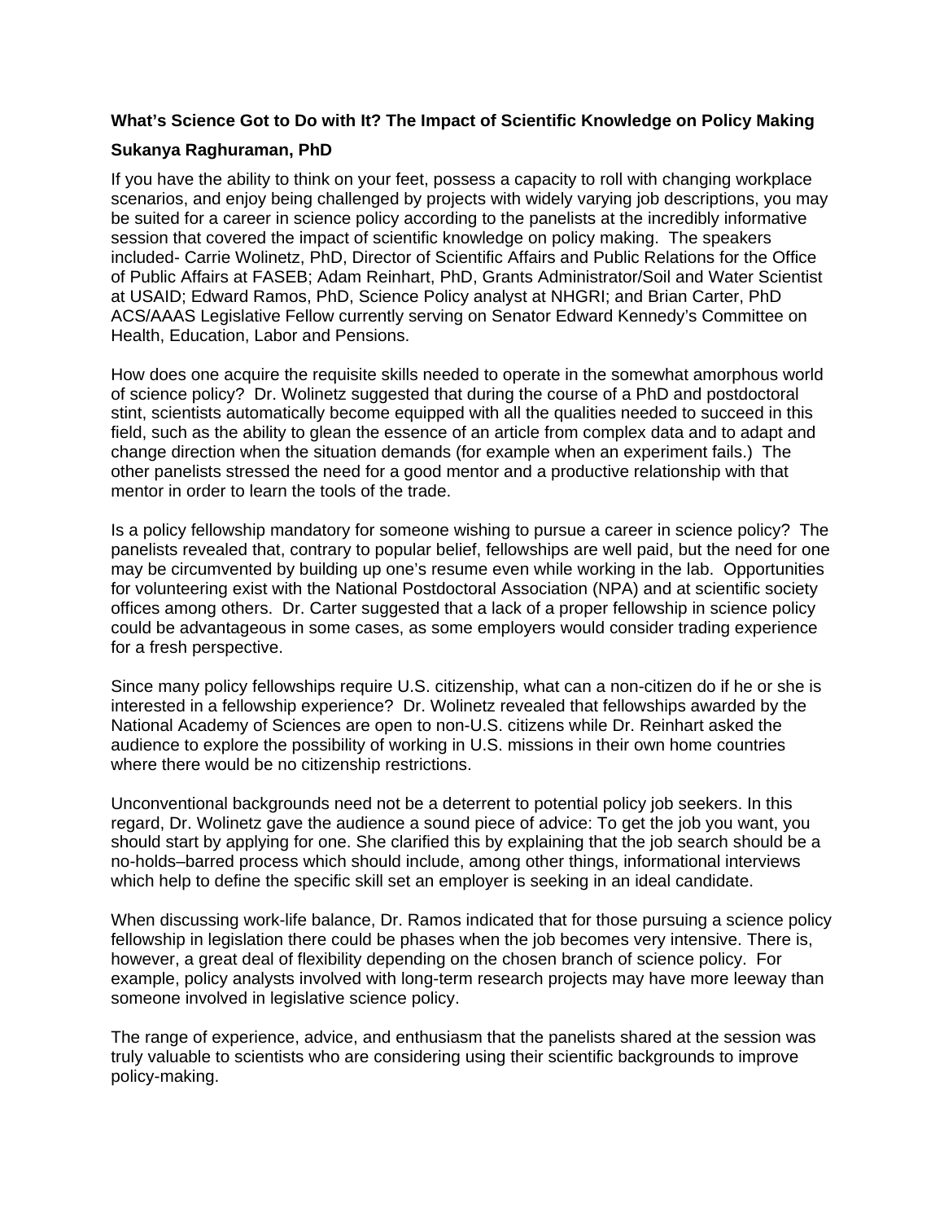**What's Science Got to Do with It? The Impact of Scientific Knowledge on Policy Making**

**Sukanya Raghuraman, PhD**

If you have the ability to think on your feet, possess a capacity to roll with changing workplace scenarios, and enjoy being challenged by projects with widely varying job descriptions, you may be suited for a career in science policy according to the panelists at the incredibly informative session that covered the impact of scientific knowledge on policy making. The speakers included- Carrie Wolinetz, PhD, Director of Scientific Affairs and Public Relations for the Office of Public Affairs at FASEB; Adam Reinhart, PhD, Grants Administrator/Soil and Water Scientist at USAID; Edward Ramos, PhD, Science Policy analyst at NHGRI; and Brian Carter, PhD ACS/AAAS Legislative Fellow currently serving on Senator Edward Kennedy's Committee on Health, Education, Labor and Pensions.

How does one acquire the requisite skills needed to operate in the somewhat amorphous world of science policy? Dr. Wolinetz suggested that during the course of a PhD and postdoctoral stint, scientists automatically become equipped with all the qualities needed to succeed in this field, such as the ability to glean the essence of an article from complex data and to adapt and change direction when the situation demands (for example when an experiment fails.) The other panelists stressed the need for a good mentor and a productive relationship with that mentor in order to learn the tools of the trade.

Is a policy fellowship mandatory for someone wishing to pursue a career in science policy? The panelists revealed that, contrary to popular belief, fellowships are well paid, but the need for one may be circumvented by building up one's resume even while working in the lab. Opportunities for volunteering exist with the National Postdoctoral Association (NPA) and at scientific society offices among others. Dr. Carter suggested that a lack of a proper fellowship in science policy could be advantageous in some cases, as some employers would consider trading experience for a fresh perspective.

Since many policy fellowships require U.S. citizenship, what can a non-citizen do if he or she is interested in a fellowship experience? Dr. Wolinetz revealed that fellowships awarded by the National Academy of Sciences are open to non-U.S. citizens while Dr. Reinhart asked the audience to explore the possibility of working in U.S. missions in their own home countries where there would be no citizenship restrictions.

Unconventional backgrounds need not be a deterrent to potential policy job seekers. In this regard, Dr. Wolinetz gave the audience a sound piece of advice: To get the job you want, you should start by applying for one. She clarified this by explaining that the job search should be a no-holds–barred process which should include, among other things, informational interviews which help to define the specific skill set an employer is seeking in an ideal candidate.

When discussing work-life balance, Dr. Ramos indicated that for those pursuing a science policy fellowship in legislation there could be phases when the job becomes very intensive. There is, however, a great deal of flexibility depending on the chosen branch of science policy. For example, policy analysts involved with long-term research projects may have more leeway than someone involved in legislative science policy.

The range of experience, advice, and enthusiasm that the panelists shared at the session was truly valuable to scientists who are considering using their scientific backgrounds to improve policy-making.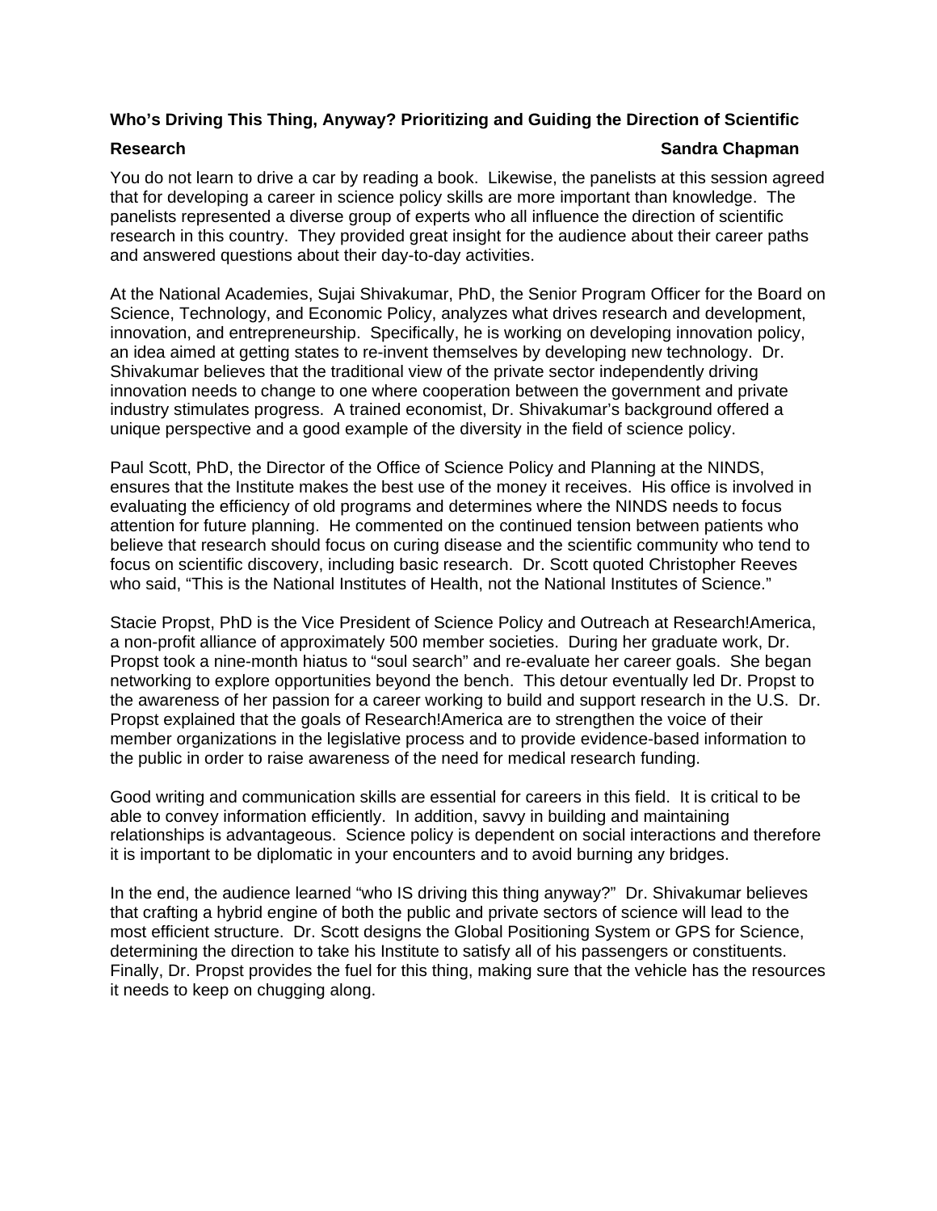**Who's Driving This Thing, Anyway? Prioritizing and Guiding the Direction of Scientific Research**

**Sandra Chapman**

You do not learn to drive a car by reading a book. Likewise, the panelists at this session agreed that for developing a career in science policy skills are more important than knowledge. The panelists represented a diverse group of experts who all influence the direction of scientific research in this country. They provided great insight for the audience about their career paths and answered questions about their day-to-day activities.

At the National Academies, Sujai Shivakumar, PhD, the Senior Program Officer for the Board on Science, Technology, and Economic Policy, analyzes what drives research and development, innovation, and entrepreneurship. Specifically, he is working on developing innovation policy, an idea aimed at getting states to re-invent themselves by developing new technology. Dr. Shivakumar believes that the traditional view of the private sector independently driving innovation needs to change to one where cooperation between the government and private industry stimulates progress. A trained economist, Dr. Shivakumar's background offered a unique perspective and a good example of the diversity in the field of science policy.

Paul Scott, PhD, the Director of the Office of Science Policy and Planning at the NINDS, ensures that the Institute makes the best use of the money it receives. His office is involved in evaluating the efficiency of old programs and determines where the NINDS needs to focus attention for future planning. He commented on the continued tension between patients who believe that research should focus on curing disease and the scientific community who tend to focus on scientific discovery, including basic research. Dr. Scott quoted Christopher Reeves who said, "This is the National Institutes of Health, not the National Institutes of Science."

Stacie Propst, PhD is the Vice President of Science Policy and Outreach at Research!America, a non-profit alliance of approximately 500 member societies. During her graduate work, Dr. Propst took a nine-month hiatus to "soul search" and re-evaluate her career goals. She began networking to explore opportunities beyond the bench. This detour eventually led Dr. Propst to the awareness of her passion for a career working to build and support research in the U.S. Dr. Propst explained that the goals of Research!America are to strengthen the voice of their member organizations in the legislative process and to provide evidence-based information to the public in order to raise awareness of the need for medical research funding.

Good writing and communication skills are essential for careers in this field. It is critical to be able to convey information efficiently. In addition, savvy in building and maintaining relationships is advantageous. Science policy is dependent on social interactions and therefore it is important to be diplomatic in your encounters and to avoid burning any bridges.

In the end, the audience learned "who IS driving this thing anyway?" Dr. Shivakumar believes that crafting a hybrid engine of both the public and private sectors of science will lead to the most efficient structure. Dr. Scott designs the Global Positioning System or GPS for Science, determining the direction to take his Institute to satisfy all of his passengers or constituents. Finally, Dr. Propst provides the fuel for this thing, making sure that the vehicle has the resources it needs to keep on chugging along.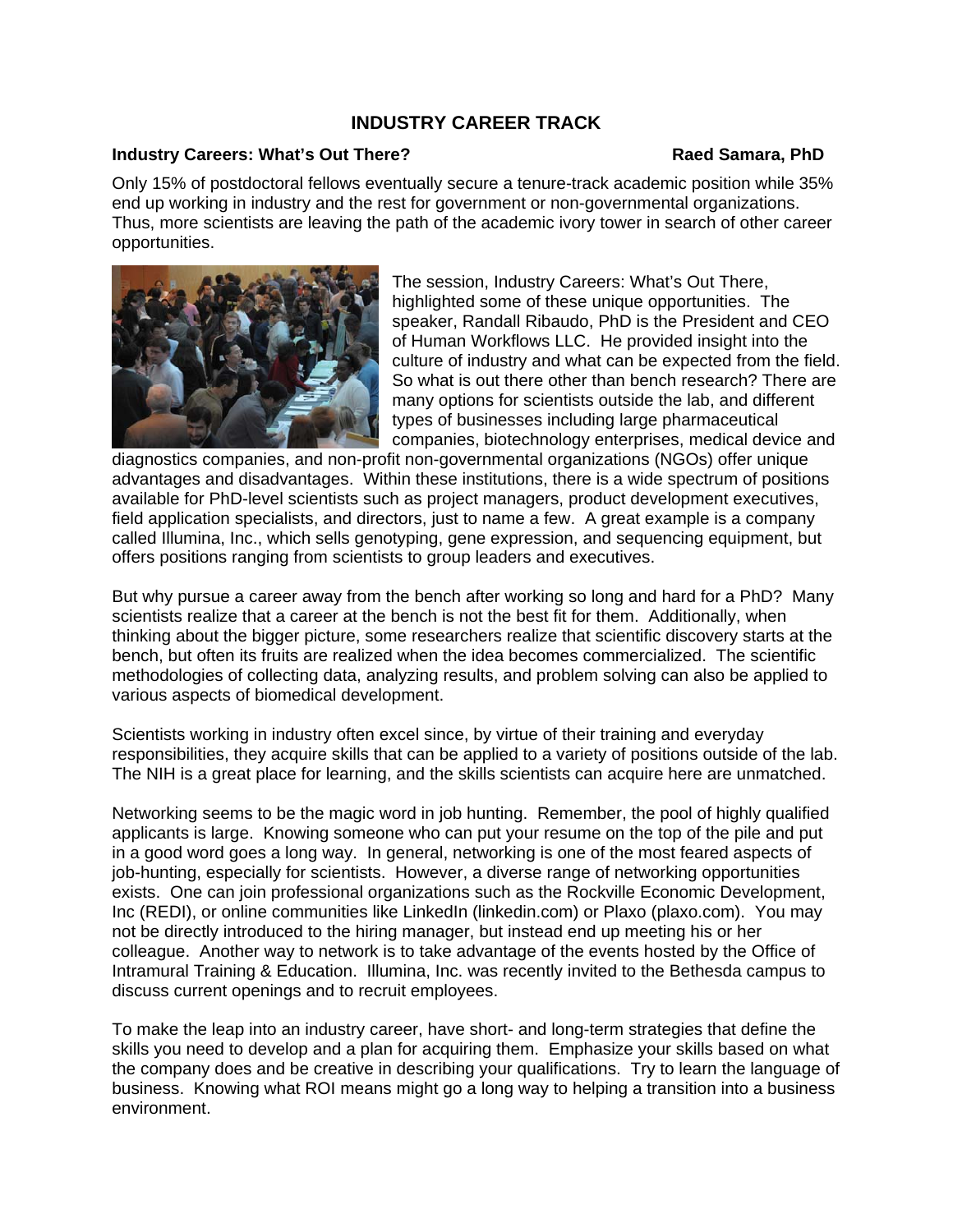# INDUSTRY CAREER TRACK

**Industry Careers: What's Out There?** **Raed Samara, PhD**

Only 15% of postdoctoral fellows eventually secure a tenure-track academic position while 35% end up working in industry and the rest for government or non-governmental organizations. Thus, more scientists are leaving the path of the academic ivory tower in search of other career opportunities.

The session, Industry Careers: What's Out There, highlighted some of these unique opportunities. The speaker, Randall Ribaudo, PhD is the President and CEO of Human Workflows LLC. He provided insight into the culture of industry and what can be expected from the field. So what is out there other than bench research? There are many options for scientists outside the lab, and different types of businesses including large pharmaceutical companies, biotechnology enterprises, medical device and diagnostics companies, and non-profit non-governmental organizations (NGOs) offer unique advantages and disadvantages. Within these institutions, there is a wide spectrum of positions available for PhD-level scientists such as project managers, product development executives, field application specialists, and directors, just to name a few. A great example is a company called Illumina, Inc., which sells genotyping, gene expression, and sequencing equipment, but offers positions ranging from scientists to group leaders and executives.

But why pursue a career away from the bench after working so long and hard for a PhD? Many scientists realize that a career at the bench is not the best fit for them. Additionally, when thinking about the bigger picture, some researchers realize that scientific discovery starts at the bench, but often its fruits are realized when the idea becomes commercialized. The scientific methodologies of collecting data, analyzing results, and problem solving can also be applied to various aspects of biomedical development.

Scientists working in industry often excel since, by virtue of their training and everyday responsibilities, they acquire skills that can be applied to a variety of positions outside of the lab. The NIH is a great place for learning, and the skills scientists can acquire here are unmatched.

Networking seems to be the magic word in job hunting. Remember, the pool of highly qualified applicants is large. Knowing someone who can put your resume on the top of the pile and put in a good word goes a long way. In general, networking is one of the most feared aspects of job-hunting, especially for scientists. However, a diverse range of networking opportunities exists. One can join professional organizations such as the Rockville Economic Development, Inc (REDI), or online communities like LinkedIn (linkedin.com) or Plaxo (plaxo.com). You may not be directly introduced to the hiring manager, but instead end up meeting his or her colleague. Another way to network is to take advantage of the events hosted by the Office of Intramural Training & Education. Illumina, Inc. was recently invited to the Bethesda campus to discuss current openings and to recruit employees.

To make the leap into an industry career, have short- and long-term strategies that define the skills you need to develop and a plan for acquiring them. Emphasize your skills based on what the company does and be creative in describing your qualifications. Try to learn the language of business. Knowing what ROI means might go a long way to helping a transition into a business environment.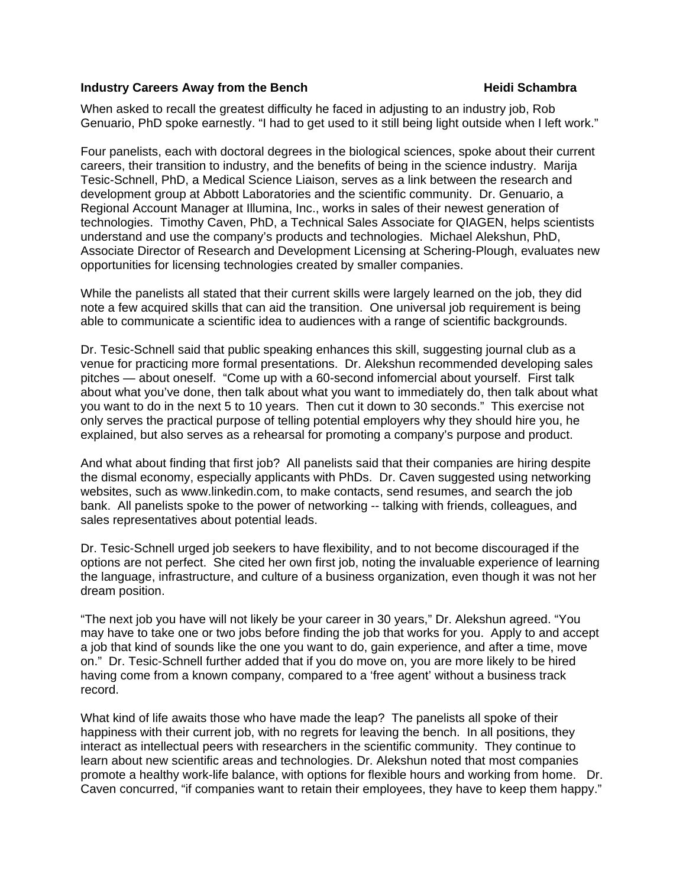**Industry Careers Away from the Bench** **Heidi Schambra**

When asked to recall the greatest difficulty he faced in adjusting to an industry job, Rob Genuario, PhD spoke earnestly. "I had to get used to it still being light outside when I left work."

Four panelists, each with doctoral degrees in the biological sciences, spoke about their current careers, their transition to industry, and the benefits of being in the science industry. Marija Tesic-Schnell, PhD, a Medical Science Liaison, serves as a link between the research and development group at Abbott Laboratories and the scientific community. Dr. Genuario, a Regional Account Manager at Illumina, Inc., works in sales of their newest generation of technologies. Timothy Caven, PhD, a Technical Sales Associate for QIAGEN, helps scientists understand and use the company's products and technologies. Michael Alekshun, PhD, Associate Director of Research and Development Licensing at Schering-Plough, evaluates new opportunities for licensing technologies created by smaller companies.

While the panelists all stated that their current skills were largely learned on the job, they did note a few acquired skills that can aid the transition. One universal job requirement is being able to communicate a scientific idea to audiences with a range of scientific backgrounds.

Dr. Tesic-Schnell said that public speaking enhances this skill, suggesting journal club as a venue for practicing more formal presentations. Dr. Alekshun recommended developing sales pitches — about oneself. "Come up with a 60-second infomercial about yourself. First talk about what you've done, then talk about what you want to immediately do, then talk about what you want to do in the next 5 to 10 years. Then cut it down to 30 seconds." This exercise not only serves the practical purpose of telling potential employers why they should hire you, he explained, but also serves as a rehearsal for promoting a company's purpose and product.

And what about finding that first job? All panelists said that their companies are hiring despite the dismal economy, especially applicants with PhDs. Dr. Caven suggested using networking websites, such as www.linkedin.com, to make contacts, send resumes, and search the job bank. All panelists spoke to the power of networking -- talking with friends, colleagues, and sales representatives about potential leads.

Dr. Tesic-Schnell urged job seekers to have flexibility, and to not become discouraged if the options are not perfect. She cited her own first job, noting the invaluable experience of learning the language, infrastructure, and culture of a business organization, even though it was not her dream position.

"The next job you have will not likely be your career in 30 years," Dr. Alekshun agreed. "You may have to take one or two jobs before finding the job that works for you. Apply to and accept a job that kind of sounds like the one you want to do, gain experience, and after a time, move on." Dr. Tesic-Schnell further added that if you do move on, you are more likely to be hired having come from a known company, compared to a 'free agent' without a business track record.

What kind of life awaits those who have made the leap? The panelists all spoke of their happiness with their current job, with no regrets for leaving the bench. In all positions, they interact as intellectual peers with researchers in the scientific community. They continue to learn about new scientific areas and technologies. Dr. Alekshun noted that most companies promote a healthy work-life balance, with options for flexible hours and working from home. Dr. Caven concurred, "if companies want to retain their employees, they have to keep them happy."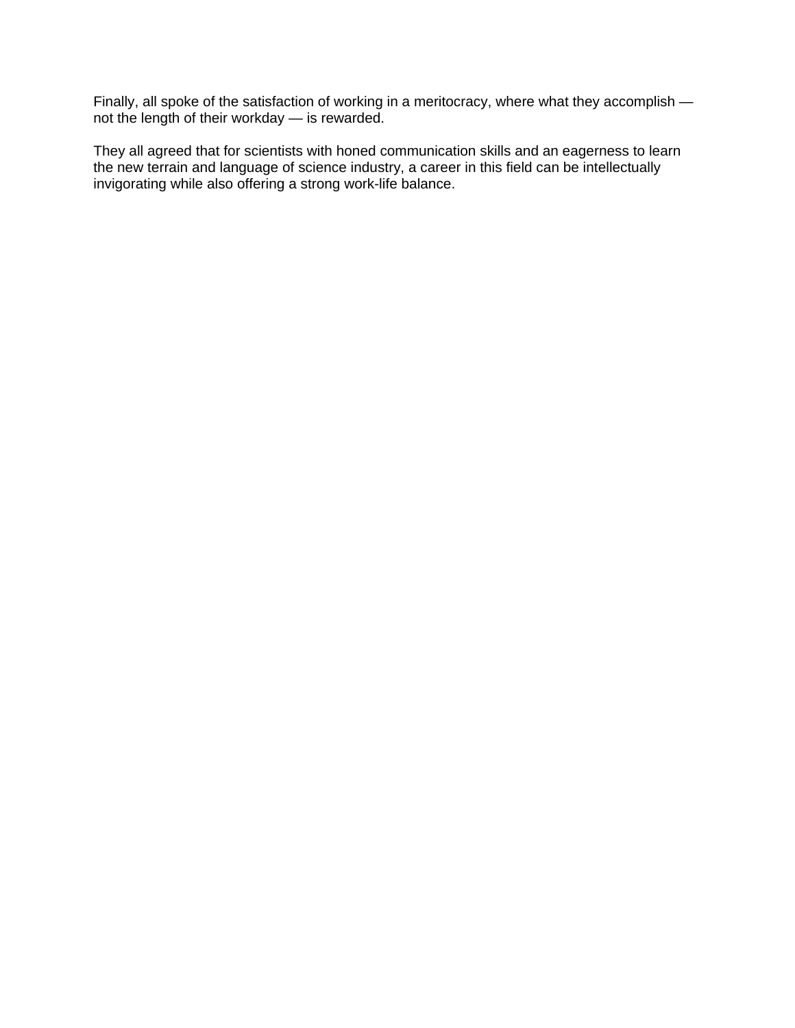Finally, all spoke of the satisfaction of working in a meritocracy, where what they accomplish — not the length of their workday — is rewarded.

They all agreed that for scientists with honed communication skills and an eagerness to learn the new terrain and language of science industry, a career in this field can be intellectually invigorating while also offering a strong work-life balance.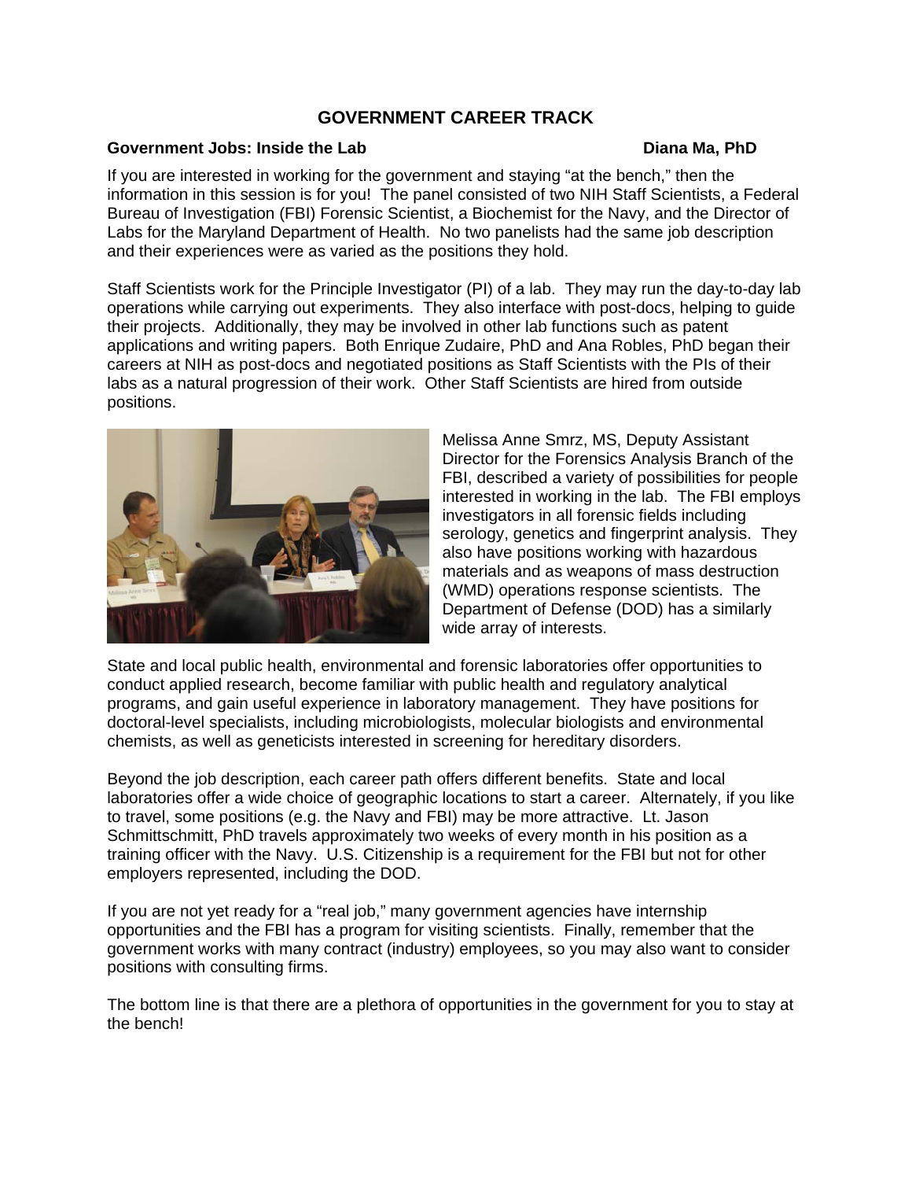# GOVERNMENT CAREER TRACK

**Government Jobs: Inside the Lab** **Diana Ma, PhD**

If you are interested in working for the government and staying "at the bench," then the information in this session is for you! The panel consisted of two NIH Staff Scientists, a Federal Bureau of Investigation (FBI) Forensic Scientist, a Biochemist for the Navy, and the Director of Labs for the Maryland Department of Health. No two panelists had the same job description and their experiences were as varied as the positions they hold.

Staff Scientists work for the Principle Investigator (PI) of a lab. They may run the day-to-day lab operations while carrying out experiments. They also interface with post-docs, helping to guide their projects. Additionally, they may be involved in other lab functions such as patent applications and writing papers. Both Enrique Zudaire, PhD and Ana Robles, PhD began their careers at NIH as post-docs and negotiated positions as Staff Scientists with the PIs of their labs as a natural progression of their work. Other Staff Scientists are hired from outside positions.

Melissa Anne Smrz, MS, Deputy Assistant Director for the Forensics Analysis Branch of the FBI, described a variety of possibilities for people interested in working in the lab. The FBI employs investigators in all forensic fields including serology, genetics and fingerprint analysis. They also have positions working with hazardous materials and as weapons of mass destruction (WMD) operations response scientists. The Department of Defense (DOD) has a similarly wide array of interests.

State and local public health, environmental and forensic laboratories offer opportunities to conduct applied research, become familiar with public health and regulatory analytical programs, and gain useful experience in laboratory management. They have positions for doctoral-level specialists, including microbiologists, molecular biologists and environmental chemists, as well as geneticists interested in screening for hereditary disorders.

Beyond the job description, each career path offers different benefits. State and local laboratories offer a wide choice of geographic locations to start a career. Alternately, if you like to travel, some positions (e.g. the Navy and FBI) may be more attractive. Lt. Jason Schmittschmitt, PhD travels approximately two weeks of every month in his position as a training officer with the Navy. U.S. Citizenship is a requirement for the FBI but not for other employers represented, including the DOD.

If you are not yet ready for a "real job," many government agencies have internship opportunities and the FBI has a program for visiting scientists. Finally, remember that the government works with many contract (industry) employees, so you may also want to consider positions with consulting firms.

The bottom line is that there are a plethora of opportunities in the government for you to stay at the bench!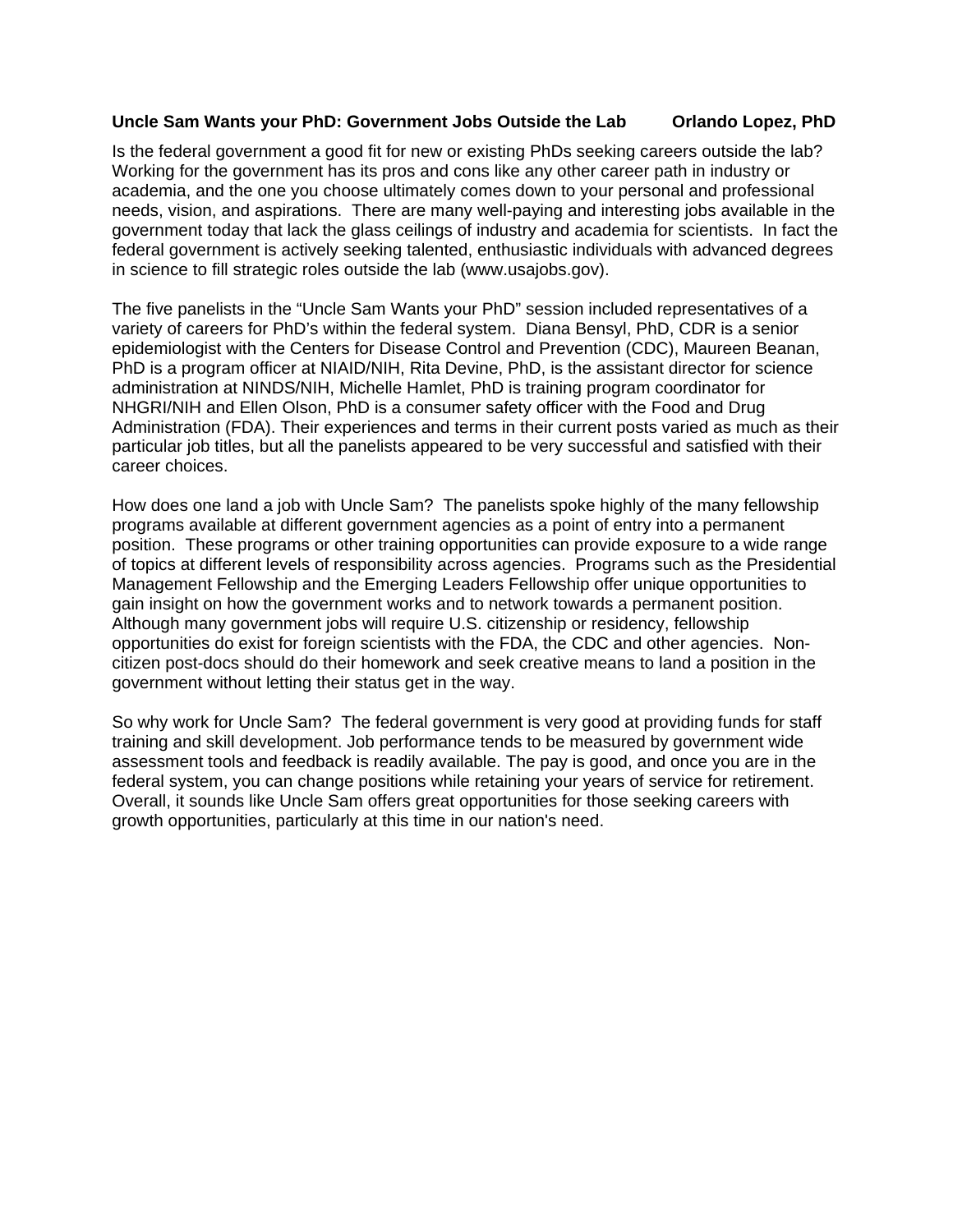**Uncle Sam Wants your PhD: Government Jobs Outside the Lab** **Orlando Lopez, PhD**

Is the federal government a good fit for new or existing PhDs seeking careers outside the lab? Working for the government has its pros and cons like any other career path in industry or academia, and the one you choose ultimately comes down to your personal and professional needs, vision, and aspirations. There are many well-paying and interesting jobs available in the government today that lack the glass ceilings of industry and academia for scientists. In fact the federal government is actively seeking talented, enthusiastic individuals with advanced degrees in science to fill strategic roles outside the lab (www.usajobs.gov).

The five panelists in the "Uncle Sam Wants your PhD" session included representatives of a variety of careers for PhD's within the federal system. Diana Bensyl, PhD, CDR is a senior epidemiologist with the Centers for Disease Control and Prevention (CDC), Maureen Beanan, PhD is a program officer at NIAID/NIH, Rita Devine, PhD, is the assistant director for science administration at NINDS/NIH, Michelle Hamlet, PhD is training program coordinator for NHGRI/NIH and Ellen Olson, PhD is a consumer safety officer with the Food and Drug Administration (FDA). Their experiences and terms in their current posts varied as much as their particular job titles, but all the panelists appeared to be very successful and satisfied with their career choices.

How does one land a job with Uncle Sam? The panelists spoke highly of the many fellowship programs available at different government agencies as a point of entry into a permanent position. These programs or other training opportunities can provide exposure to a wide range of topics at different levels of responsibility across agencies. Programs such as the Presidential Management Fellowship and the Emerging Leaders Fellowship offer unique opportunities to gain insight on how the government works and to network towards a permanent position. Although many government jobs will require U.S. citizenship or residency, fellowship opportunities do exist for foreign scientists with the FDA, the CDC and other agencies. Non-citizen post-docs should do their homework and seek creative means to land a position in the government without letting their status get in the way.

So why work for Uncle Sam? The federal government is very good at providing funds for staff training and skill development. Job performance tends to be measured by government wide assessment tools and feedback is readily available. The pay is good, and once you are in the federal system, you can change positions while retaining your years of service for retirement. Overall, it sounds like Uncle Sam offers great opportunities for those seeking careers with growth opportunities, particularly at this time in our nation's need.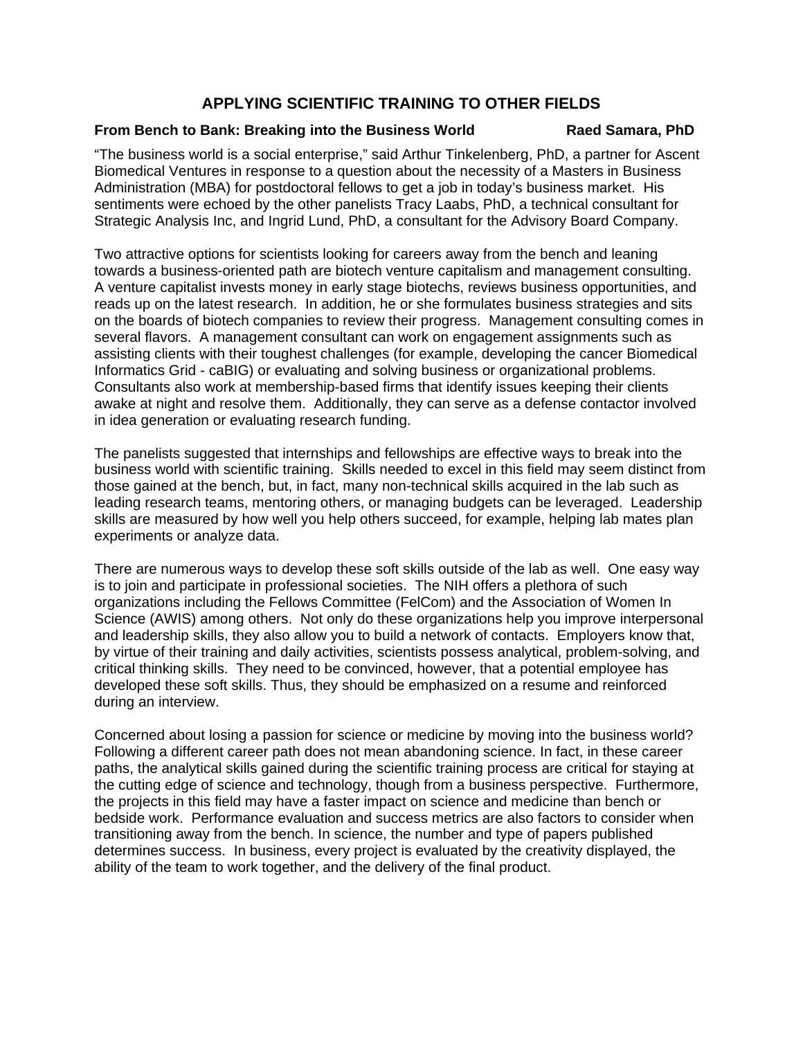## APPLYING SCIENTIFIC TRAINING TO OTHER FIELDS

**From Bench to Bank: Breaking into the Business World** **Raed Samara, PhD**

"The business world is a social enterprise," said Arthur Tinkelenberg, PhD, a partner for Ascent Biomedical Ventures in response to a question about the necessity of a Masters in Business Administration (MBA) for postdoctoral fellows to get a job in today's business market. His sentiments were echoed by the other panelists Tracy Laabs, PhD, a technical consultant for Strategic Analysis Inc, and Ingrid Lund, PhD, a consultant for the Advisory Board Company.

Two attractive options for scientists looking for careers away from the bench and leaning towards a business-oriented path are biotech venture capitalism and management consulting. A venture capitalist invests money in early stage biotechs, reviews business opportunities, and reads up on the latest research. In addition, he or she formulates business strategies and sits on the boards of biotech companies to review their progress. Management consulting comes in several flavors. A management consultant can work on engagement assignments such as assisting clients with their toughest challenges (for example, developing the cancer Biomedical Informatics Grid - caBIG) or evaluating and solving business or organizational problems. Consultants also work at membership-based firms that identify issues keeping their clients awake at night and resolve them. Additionally, they can serve as a defense contactor involved in idea generation or evaluating research funding.

The panelists suggested that internships and fellowships are effective ways to break into the business world with scientific training. Skills needed to excel in this field may seem distinct from those gained at the bench, but, in fact, many non-technical skills acquired in the lab such as leading research teams, mentoring others, or managing budgets can be leveraged. Leadership skills are measured by how well you help others succeed, for example, helping lab mates plan experiments or analyze data.

There are numerous ways to develop these soft skills outside of the lab as well. One easy way is to join and participate in professional societies. The NIH offers a plethora of such organizations including the Fellows Committee (FelCom) and the Association of Women In Science (AWIS) among others. Not only do these organizations help you improve interpersonal and leadership skills, they also allow you to build a network of contacts. Employers know that, by virtue of their training and daily activities, scientists possess analytical, problem-solving, and critical thinking skills. They need to be convinced, however, that a potential employee has developed these soft skills. Thus, they should be emphasized on a resume and reinforced during an interview.

Concerned about losing a passion for science or medicine by moving into the business world? Following a different career path does not mean abandoning science. In fact, in these career paths, the analytical skills gained during the scientific training process are critical for staying at the cutting edge of science and technology, though from a business perspective. Furthermore, the projects in this field may have a faster impact on science and medicine than bench or bedside work. Performance evaluation and success metrics are also factors to consider when transitioning away from the bench. In science, the number and type of papers published determines success. In business, every project is evaluated by the creativity displayed, the ability of the team to work together, and the delivery of the final product.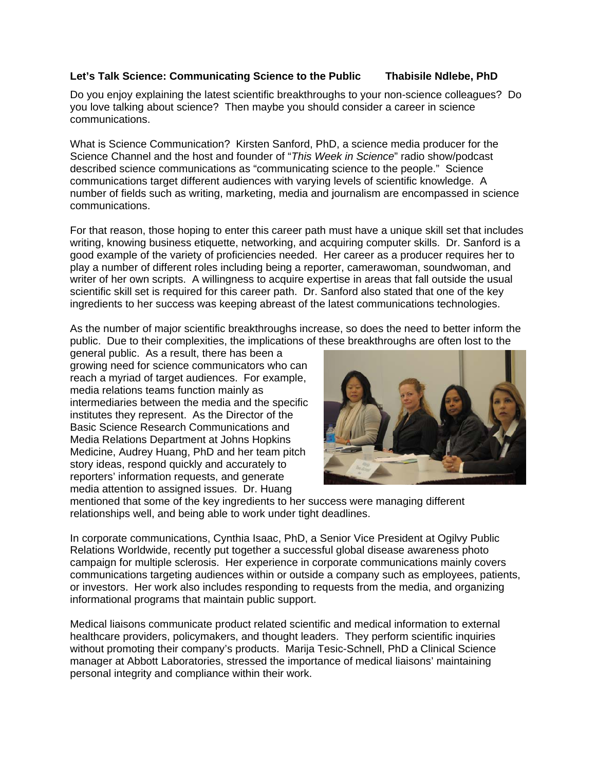**Let's Talk Science: Communicating Science to the Public       Thabisile Ndlebe, PhD**

Do you enjoy explaining the latest scientific breakthroughs to your non-science colleagues? Do you love talking about science? Then maybe you should consider a career in science communications.

What is Science Communication? Kirsten Sanford, PhD, a science media producer for the Science Channel and the host and founder of "*This Week in Science*" radio show/podcast described science communications as "communicating science to the people." Science communications target different audiences with varying levels of scientific knowledge. A number of fields such as writing, marketing, media and journalism are encompassed in science communications.

For that reason, those hoping to enter this career path must have a unique skill set that includes writing, knowing business etiquette, networking, and acquiring computer skills. Dr. Sanford is a good example of the variety of proficiencies needed. Her career as a producer requires her to play a number of different roles including being a reporter, camerawoman, soundwoman, and writer of her own scripts. A willingness to acquire expertise in areas that fall outside the usual scientific skill set is required for this career path. Dr. Sanford also stated that one of the key ingredients to her success was keeping abreast of the latest communications technologies.

As the number of major scientific breakthroughs increase, so does the need to better inform the public. Due to their complexities, the implications of these breakthroughs are often lost to the general public. As a result, there has been a growing need for science communicators who can reach a myriad of target audiences. For example, media relations teams function mainly as intermediaries between the media and the specific institutes they represent. As the Director of the Basic Science Research Communications and Media Relations Department at Johns Hopkins Medicine, Audrey Huang, PhD and her team pitch story ideas, respond quickly and accurately to reporters' information requests, and generate media attention to assigned issues. Dr. Huang mentioned that some of the key ingredients to her success were managing different relationships well, and being able to work under tight deadlines.

In corporate communications, Cynthia Isaac, PhD, a Senior Vice President at Ogilvy Public Relations Worldwide, recently put together a successful global disease awareness photo campaign for multiple sclerosis. Her experience in corporate communications mainly covers communications targeting audiences within or outside a company such as employees, patients, or investors. Her work also includes responding to requests from the media, and organizing informational programs that maintain public support.

Medical liaisons communicate product related scientific and medical information to external healthcare providers, policymakers, and thought leaders. They perform scientific inquiries without promoting their company's products. Marija Tesic-Schnell, PhD a Clinical Science manager at Abbott Laboratories, stressed the importance of medical liaisons' maintaining personal integrity and compliance within their work.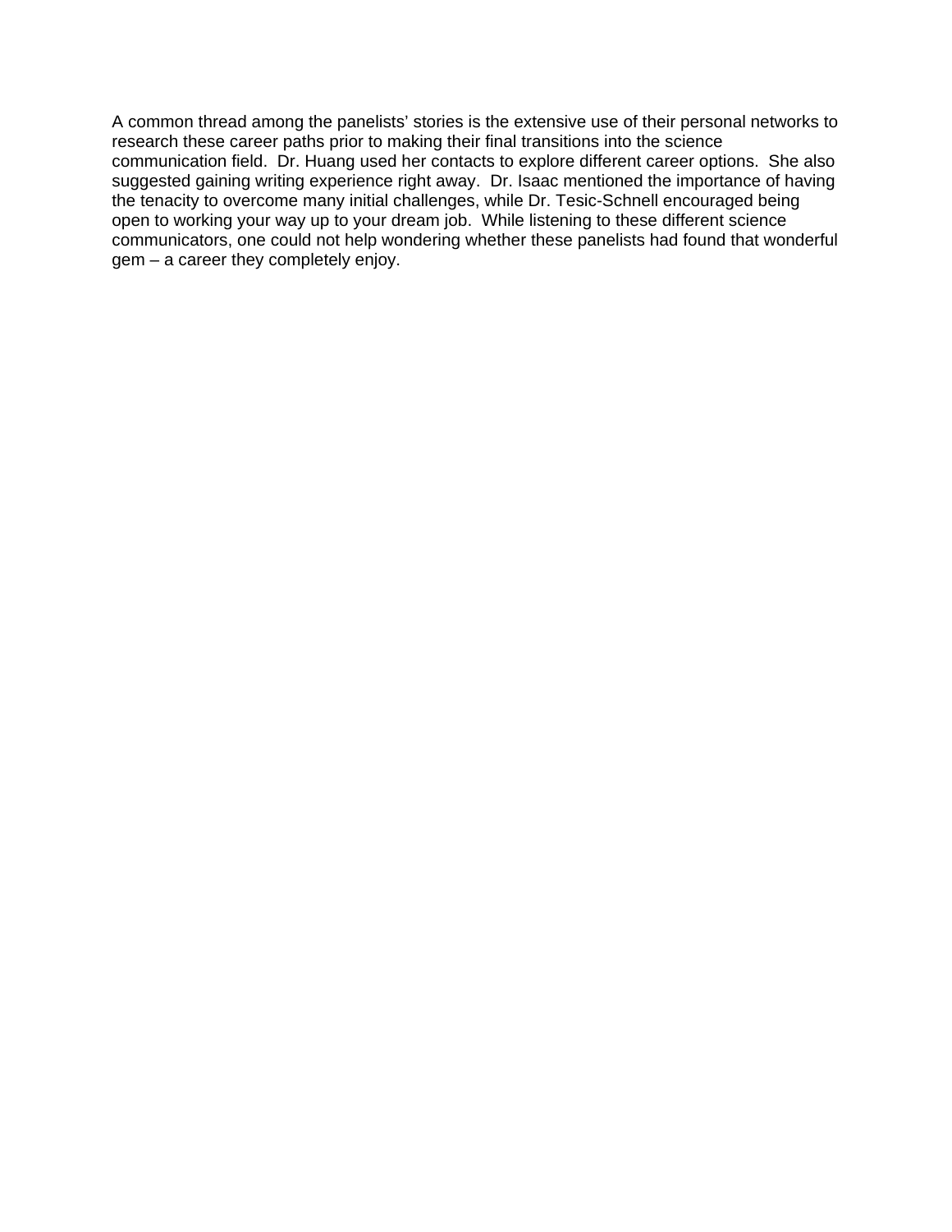A common thread among the panelists' stories is the extensive use of their personal networks to research these career paths prior to making their final transitions into the science communication field.  Dr. Huang used her contacts to explore different career options.  She also suggested gaining writing experience right away.  Dr. Isaac mentioned the importance of having the tenacity to overcome many initial challenges, while Dr. Tesic-Schnell encouraged being open to working your way up to your dream job.  While listening to these different science communicators, one could not help wondering whether these panelists had found that wonderful gem – a career they completely enjoy.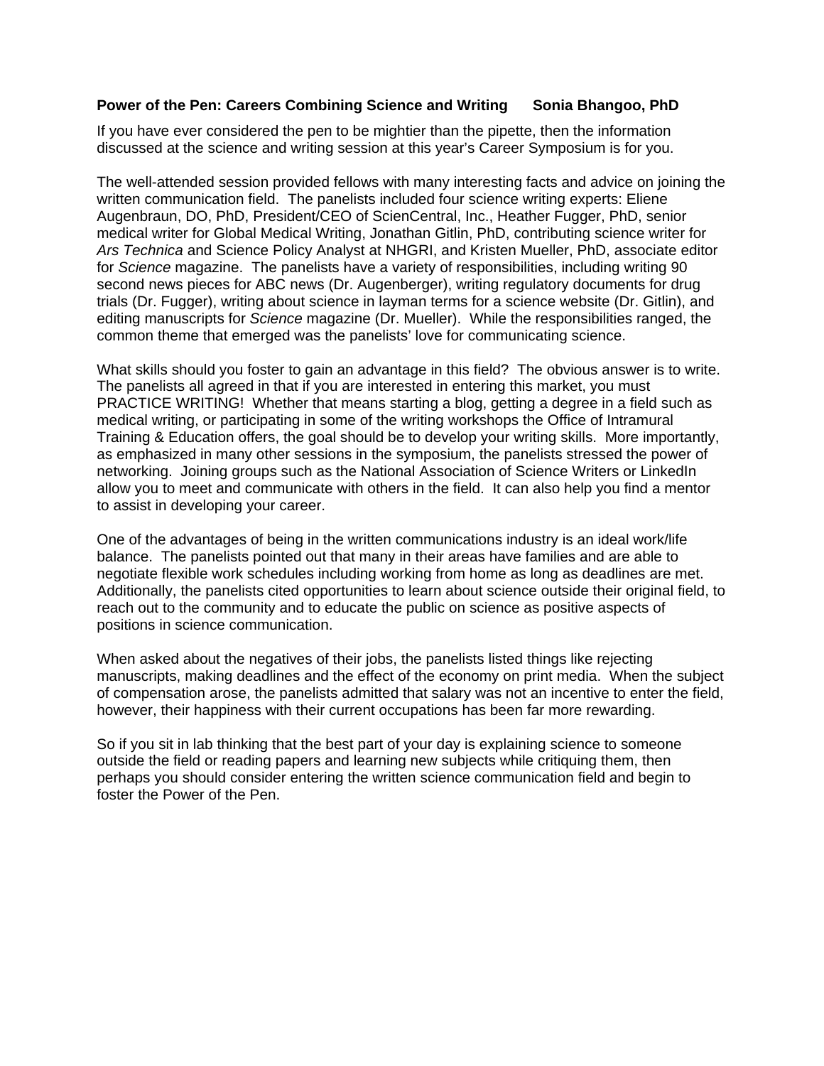**Power of the Pen: Careers Combining Science and Writing Sonia Bhangoo, PhD**

If you have ever considered the pen to be mightier than the pipette, then the information discussed at the science and writing session at this year's Career Symposium is for you.

The well-attended session provided fellows with many interesting facts and advice on joining the written communication field. The panelists included four science writing experts: Eliene Augenbraun, DO, PhD, President/CEO of ScienCentral, Inc., Heather Fugger, PhD, senior medical writer for Global Medical Writing, Jonathan Gitlin, PhD, contributing science writer for *Ars Technica* and Science Policy Analyst at NHGRI, and Kristen Mueller, PhD, associate editor for *Science* magazine. The panelists have a variety of responsibilities, including writing 90 second news pieces for ABC news (Dr. Augenberger), writing regulatory documents for drug trials (Dr. Fugger), writing about science in layman terms for a science website (Dr. Gitlin), and editing manuscripts for *Science* magazine (Dr. Mueller). While the responsibilities ranged, the common theme that emerged was the panelists' love for communicating science.

What skills should you foster to gain an advantage in this field? The obvious answer is to write. The panelists all agreed in that if you are interested in entering this market, you must PRACTICE WRITING! Whether that means starting a blog, getting a degree in a field such as medical writing, or participating in some of the writing workshops the Office of Intramural Training & Education offers, the goal should be to develop your writing skills. More importantly, as emphasized in many other sessions in the symposium, the panelists stressed the power of networking. Joining groups such as the National Association of Science Writers or LinkedIn allow you to meet and communicate with others in the field. It can also help you find a mentor to assist in developing your career.

One of the advantages of being in the written communications industry is an ideal work/life balance. The panelists pointed out that many in their areas have families and are able to negotiate flexible work schedules including working from home as long as deadlines are met. Additionally, the panelists cited opportunities to learn about science outside their original field, to reach out to the community and to educate the public on science as positive aspects of positions in science communication.

When asked about the negatives of their jobs, the panelists listed things like rejecting manuscripts, making deadlines and the effect of the economy on print media. When the subject of compensation arose, the panelists admitted that salary was not an incentive to enter the field, however, their happiness with their current occupations has been far more rewarding.

So if you sit in lab thinking that the best part of your day is explaining science to someone outside the field or reading papers and learning new subjects while critiquing them, then perhaps you should consider entering the written science communication field and begin to foster the Power of the Pen.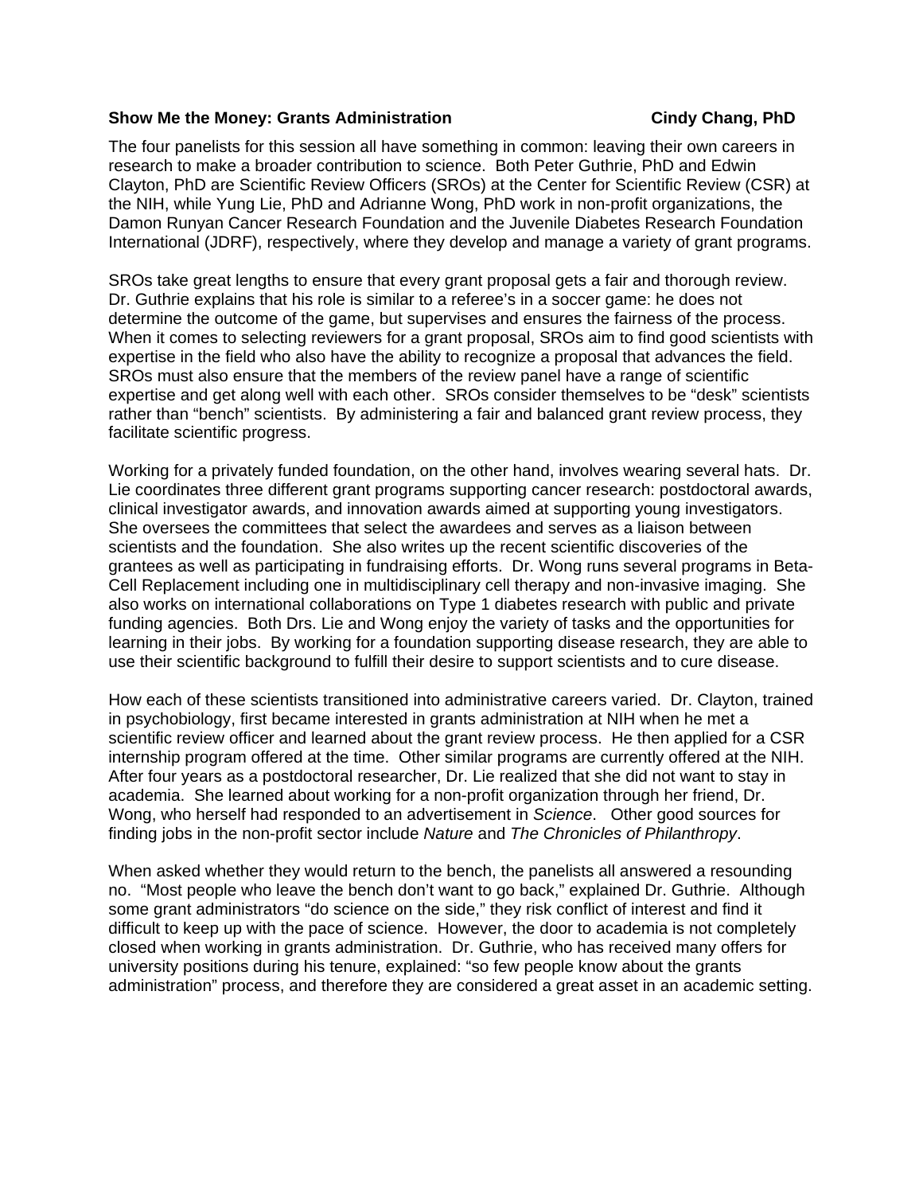**Show Me the Money: Grants Administration** **Cindy Chang, PhD**

The four panelists for this session all have something in common: leaving their own careers in research to make a broader contribution to science. Both Peter Guthrie, PhD and Edwin Clayton, PhD are Scientific Review Officers (SROs) at the Center for Scientific Review (CSR) at the NIH, while Yung Lie, PhD and Adrianne Wong, PhD work in non-profit organizations, the Damon Runyan Cancer Research Foundation and the Juvenile Diabetes Research Foundation International (JDRF), respectively, where they develop and manage a variety of grant programs.

SROs take great lengths to ensure that every grant proposal gets a fair and thorough review. Dr. Guthrie explains that his role is similar to a referee's in a soccer game: he does not determine the outcome of the game, but supervises and ensures the fairness of the process. When it comes to selecting reviewers for a grant proposal, SROs aim to find good scientists with expertise in the field who also have the ability to recognize a proposal that advances the field. SROs must also ensure that the members of the review panel have a range of scientific expertise and get along well with each other. SROs consider themselves to be "desk" scientists rather than "bench" scientists. By administering a fair and balanced grant review process, they facilitate scientific progress.

Working for a privately funded foundation, on the other hand, involves wearing several hats. Dr. Lie coordinates three different grant programs supporting cancer research: postdoctoral awards, clinical investigator awards, and innovation awards aimed at supporting young investigators. She oversees the committees that select the awardees and serves as a liaison between scientists and the foundation. She also writes up the recent scientific discoveries of the grantees as well as participating in fundraising efforts. Dr. Wong runs several programs in Beta-Cell Replacement including one in multidisciplinary cell therapy and non-invasive imaging. She also works on international collaborations on Type 1 diabetes research with public and private funding agencies. Both Drs. Lie and Wong enjoy the variety of tasks and the opportunities for learning in their jobs. By working for a foundation supporting disease research, they are able to use their scientific background to fulfill their desire to support scientists and to cure disease.

How each of these scientists transitioned into administrative careers varied. Dr. Clayton, trained in psychobiology, first became interested in grants administration at NIH when he met a scientific review officer and learned about the grant review process. He then applied for a CSR internship program offered at the time. Other similar programs are currently offered at the NIH. After four years as a postdoctoral researcher, Dr. Lie realized that she did not want to stay in academia. She learned about working for a non-profit organization through her friend, Dr. Wong, who herself had responded to an advertisement in *Science*. Other good sources for finding jobs in the non-profit sector include *Nature* and *The Chronicles of Philanthropy*.

When asked whether they would return to the bench, the panelists all answered a resounding no. "Most people who leave the bench don't want to go back," explained Dr. Guthrie. Although some grant administrators "do science on the side," they risk conflict of interest and find it difficult to keep up with the pace of science. However, the door to academia is not completely closed when working in grants administration. Dr. Guthrie, who has received many offers for university positions during his tenure, explained: "so few people know about the grants administration" process, and therefore they are considered a great asset in an academic setting.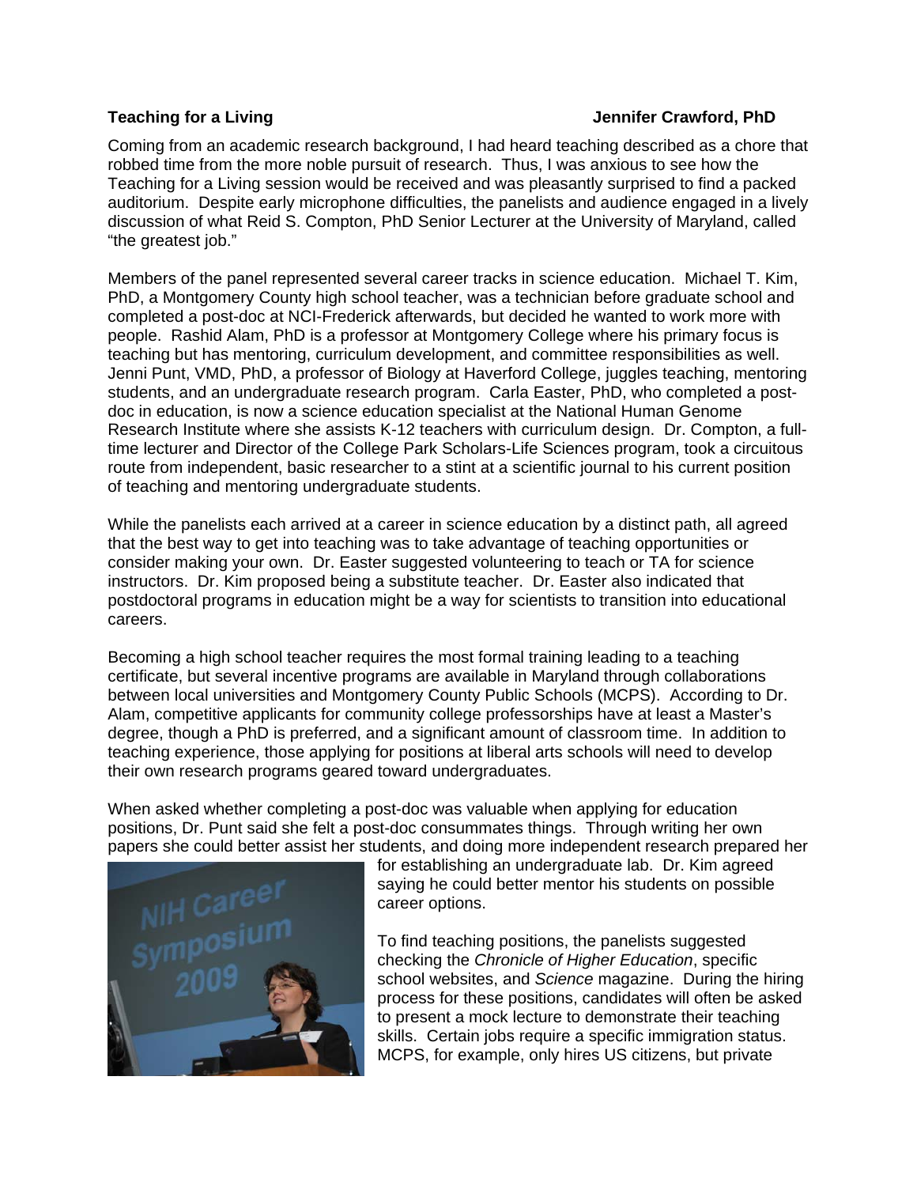**Teaching for a Living** **Jennifer Crawford, PhD**

Coming from an academic research background, I had heard teaching described as a chore that robbed time from the more noble pursuit of research. Thus, I was anxious to see how the Teaching for a Living session would be received and was pleasantly surprised to find a packed auditorium. Despite early microphone difficulties, the panelists and audience engaged in a lively discussion of what Reid S. Compton, PhD Senior Lecturer at the University of Maryland, called "the greatest job."

Members of the panel represented several career tracks in science education. Michael T. Kim, PhD, a Montgomery County high school teacher, was a technician before graduate school and completed a post-doc at NCI-Frederick afterwards, but decided he wanted to work more with people. Rashid Alam, PhD is a professor at Montgomery College where his primary focus is teaching but has mentoring, curriculum development, and committee responsibilities as well. Jenni Punt, VMD, PhD, a professor of Biology at Haverford College, juggles teaching, mentoring students, and an undergraduate research program. Carla Easter, PhD, who completed a post-doc in education, is now a science education specialist at the National Human Genome Research Institute where she assists K-12 teachers with curriculum design. Dr. Compton, a full-time lecturer and Director of the College Park Scholars-Life Sciences program, took a circuitous route from independent, basic researcher to a stint at a scientific journal to his current position of teaching and mentoring undergraduate students.

While the panelists each arrived at a career in science education by a distinct path, all agreed that the best way to get into teaching was to take advantage of teaching opportunities or consider making your own. Dr. Easter suggested volunteering to teach or TA for science instructors. Dr. Kim proposed being a substitute teacher. Dr. Easter also indicated that postdoctoral programs in education might be a way for scientists to transition into educational careers.

Becoming a high school teacher requires the most formal training leading to a teaching certificate, but several incentive programs are available in Maryland through collaborations between local universities and Montgomery County Public Schools (MCPS). According to Dr. Alam, competitive applicants for community college professorships have at least a Master's degree, though a PhD is preferred, and a significant amount of classroom time. In addition to teaching experience, those applying for positions at liberal arts schools will need to develop their own research programs geared toward undergraduates.

When asked whether completing a post-doc was valuable when applying for education positions, Dr. Punt said she felt a post-doc consummates things. Through writing her own papers she could better assist her students, and doing more independent research prepared her for establishing an undergraduate lab. Dr. Kim agreed saying he could better mentor his students on possible career options.

To find teaching positions, the panelists suggested checking the *Chronicle of Higher Education*, specific school websites, and *Science* magazine. During the hiring process for these positions, candidates will often be asked to present a mock lecture to demonstrate their teaching skills. Certain jobs require a specific immigration status. MCPS, for example, only hires US citizens, but private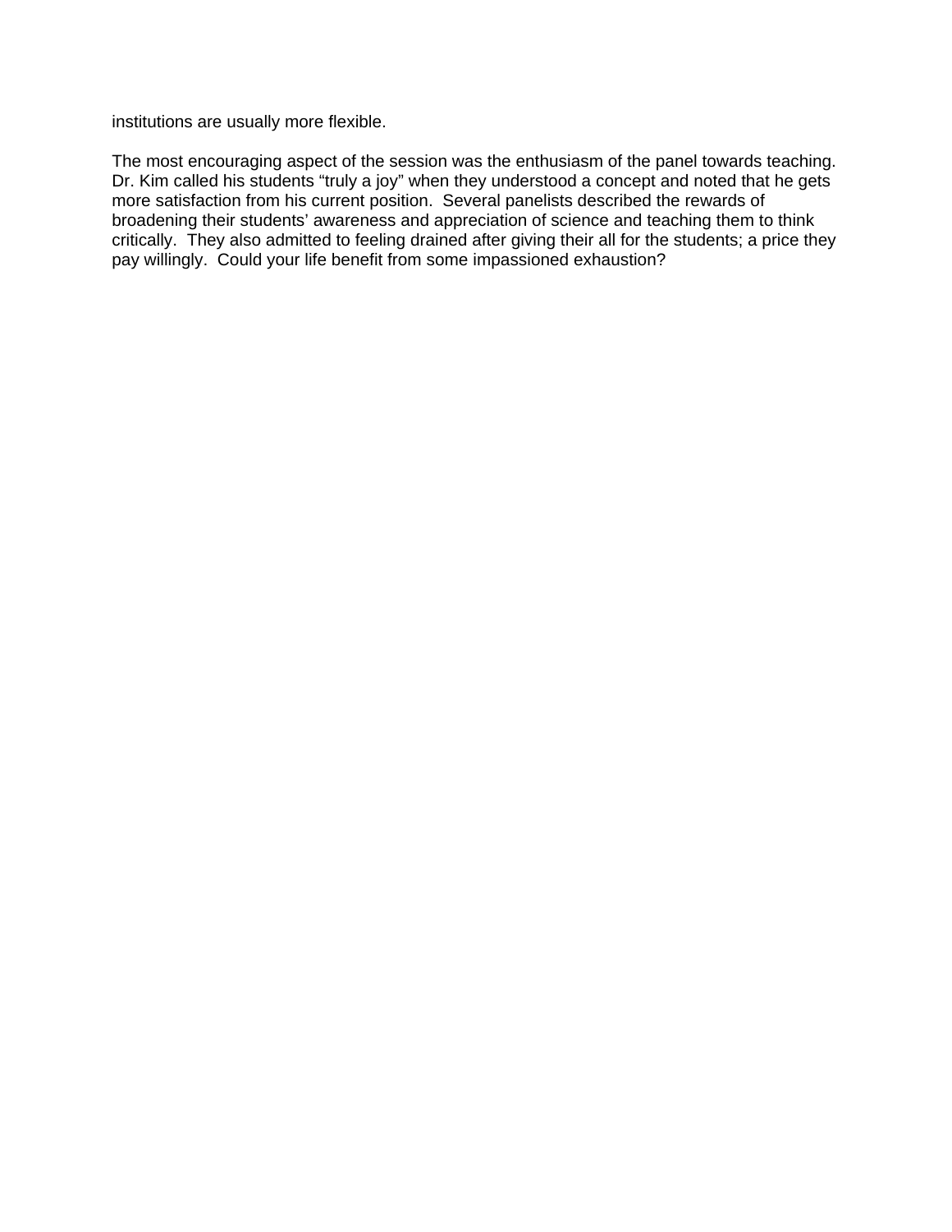institutions are usually more flexible.

The most encouraging aspect of the session was the enthusiasm of the panel towards teaching. Dr. Kim called his students “truly a joy” when they understood a concept and noted that he gets more satisfaction from his current position. Several panelists described the rewards of broadening their students’ awareness and appreciation of science and teaching them to think critically. They also admitted to feeling drained after giving their all for the students; a price they pay willingly. Could your life benefit from some impassioned exhaustion?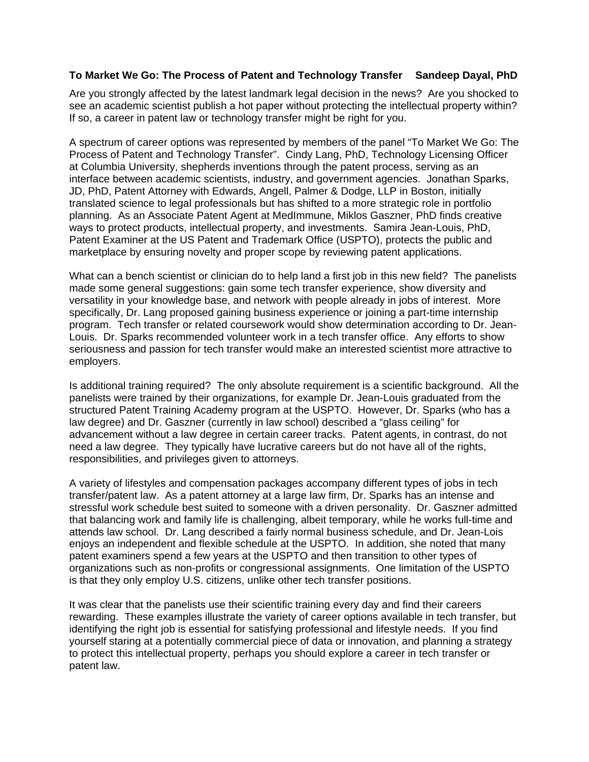**To Market We Go: The Process of Patent and Technology Transfer Sandeep Dayal, PhD**

Are you strongly affected by the latest landmark legal decision in the news? Are you shocked to see an academic scientist publish a hot paper without protecting the intellectual property within? If so, a career in patent law or technology transfer might be right for you.

A spectrum of career options was represented by members of the panel "To Market We Go: The Process of Patent and Technology Transfer". Cindy Lang, PhD, Technology Licensing Officer at Columbia University, shepherds inventions through the patent process, serving as an interface between academic scientists, industry, and government agencies. Jonathan Sparks, JD, PhD, Patent Attorney with Edwards, Angell, Palmer & Dodge, LLP in Boston, initially translated science to legal professionals but has shifted to a more strategic role in portfolio planning. As an Associate Patent Agent at MedImmune, Miklos Gaszner, PhD finds creative ways to protect products, intellectual property, and investments. Samira Jean-Louis, PhD, Patent Examiner at the US Patent and Trademark Office (USPTO), protects the public and marketplace by ensuring novelty and proper scope by reviewing patent applications.

What can a bench scientist or clinician do to help land a first job in this new field? The panelists made some general suggestions: gain some tech transfer experience, show diversity and versatility in your knowledge base, and network with people already in jobs of interest. More specifically, Dr. Lang proposed gaining business experience or joining a part-time internship program. Tech transfer or related coursework would show determination according to Dr. Jean-Louis. Dr. Sparks recommended volunteer work in a tech transfer office. Any efforts to show seriousness and passion for tech transfer would make an interested scientist more attractive to employers.

Is additional training required? The only absolute requirement is a scientific background. All the panelists were trained by their organizations, for example Dr. Jean-Louis graduated from the structured Patent Training Academy program at the USPTO. However, Dr. Sparks (who has a law degree) and Dr. Gaszner (currently in law school) described a "glass ceiling" for advancement without a law degree in certain career tracks. Patent agents, in contrast, do not need a law degree. They typically have lucrative careers but do not have all of the rights, responsibilities, and privileges given to attorneys.

A variety of lifestyles and compensation packages accompany different types of jobs in tech transfer/patent law. As a patent attorney at a large law firm, Dr. Sparks has an intense and stressful work schedule best suited to someone with a driven personality. Dr. Gaszner admitted that balancing work and family life is challenging, albeit temporary, while he works full-time and attends law school. Dr. Lang described a fairly normal business schedule, and Dr. Jean-Lois enjoys an independent and flexible schedule at the USPTO. In addition, she noted that many patent examiners spend a few years at the USPTO and then transition to other types of organizations such as non-profits or congressional assignments. One limitation of the USPTO is that they only employ U.S. citizens, unlike other tech transfer positions.

It was clear that the panelists use their scientific training every day and find their careers rewarding. These examples illustrate the variety of career options available in tech transfer, but identifying the right job is essential for satisfying professional and lifestyle needs. If you find yourself staring at a potentially commercial piece of data or innovation, and planning a strategy to protect this intellectual property, perhaps you should explore a career in tech transfer or patent law.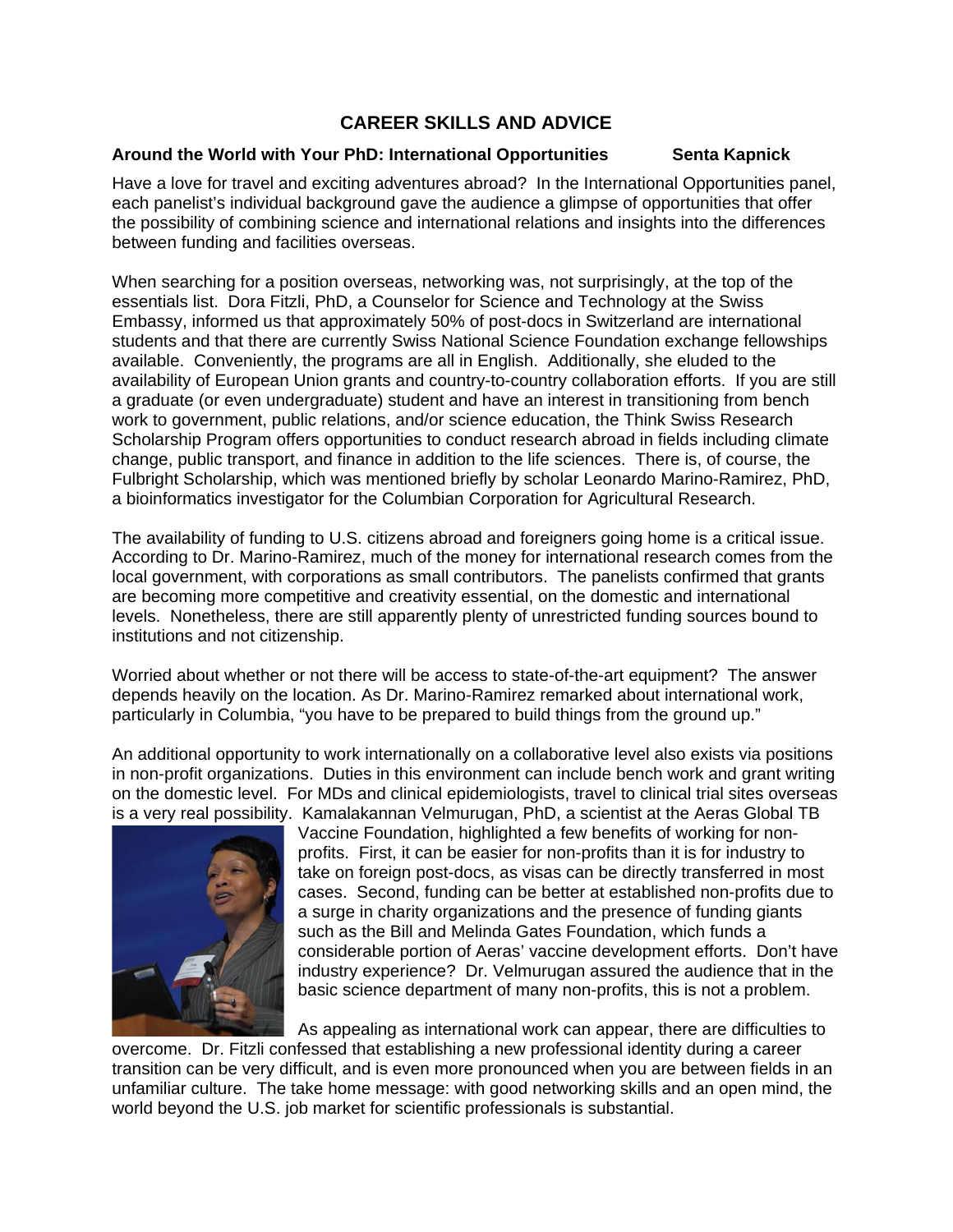# CAREER SKILLS AND ADVICE

**Around the World with Your PhD: International Opportunities** **Senta Kapnick**

Have a love for travel and exciting adventures abroad? In the International Opportunities panel, each panelist's individual background gave the audience a glimpse of opportunities that offer the possibility of combining science and international relations and insights into the differences between funding and facilities overseas.

When searching for a position overseas, networking was, not surprisingly, at the top of the essentials list. Dora Fitzli, PhD, a Counselor for Science and Technology at the Swiss Embassy, informed us that approximately 50% of post-docs in Switzerland are international students and that there are currently Swiss National Science Foundation exchange fellowships available. Conveniently, the programs are all in English. Additionally, she eluded to the availability of European Union grants and country-to-country collaboration efforts. If you are still a graduate (or even undergraduate) student and have an interest in transitioning from bench work to government, public relations, and/or science education, the Think Swiss Research Scholarship Program offers opportunities to conduct research abroad in fields including climate change, public transport, and finance in addition to the life sciences. There is, of course, the Fulbright Scholarship, which was mentioned briefly by scholar Leonardo Marino-Ramirez, PhD, a bioinformatics investigator for the Columbian Corporation for Agricultural Research.

The availability of funding to U.S. citizens abroad and foreigners going home is a critical issue. According to Dr. Marino-Ramirez, much of the money for international research comes from the local government, with corporations as small contributors. The panelists confirmed that grants are becoming more competitive and creativity essential, on the domestic and international levels. Nonetheless, there are still apparently plenty of unrestricted funding sources bound to institutions and not citizenship.

Worried about whether or not there will be access to state-of-the-art equipment? The answer depends heavily on the location. As Dr. Marino-Ramirez remarked about international work, particularly in Columbia, "you have to be prepared to build things from the ground up."

An additional opportunity to work internationally on a collaborative level also exists via positions in non-profit organizations. Duties in this environment can include bench work and grant writing on the domestic level. For MDs and clinical epidemiologists, travel to clinical trial sites overseas is a very real possibility. Kamalakannan Velmurugan, PhD, a scientist at the Aeras Global TB Vaccine Foundation, highlighted a few benefits of working for non-profits. First, it can be easier for non-profits than it is for industry to take on foreign post-docs, as visas can be directly transferred in most cases. Second, funding can be better at established non-profits due to a surge in charity organizations and the presence of funding giants such as the Bill and Melinda Gates Foundation, which funds a considerable portion of Aeras' vaccine development efforts. Don't have industry experience? Dr. Velmurugan assured the audience that in the basic science department of many non-profits, this is not a problem.

As appealing as international work can appear, there are difficulties to overcome. Dr. Fitzli confessed that establishing a new professional identity during a career transition can be very difficult, and is even more pronounced when you are between fields in an unfamiliar culture. The take home message: with good networking skills and an open mind, the world beyond the U.S. job market for scientific professionals is substantial.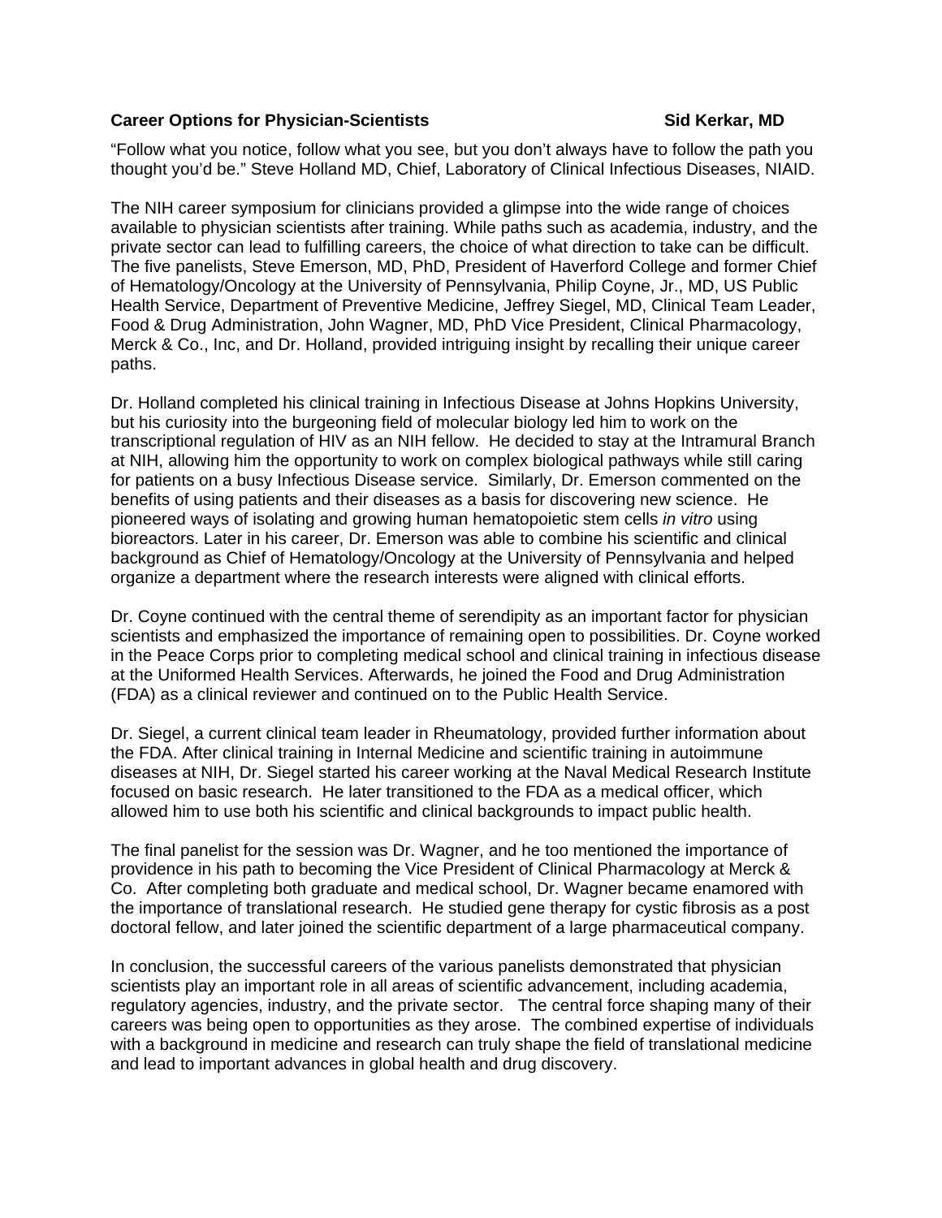**Career Options for Physician-Scientists** **Sid Kerkar, MD**

"Follow what you notice, follow what you see, but you don't always have to follow the path you thought you'd be." Steve Holland MD, Chief, Laboratory of Clinical Infectious Diseases, NIAID.

The NIH career symposium for clinicians provided a glimpse into the wide range of choices available to physician scientists after training. While paths such as academia, industry, and the private sector can lead to fulfilling careers, the choice of what direction to take can be difficult. The five panelists, Steve Emerson, MD, PhD, President of Haverford College and former Chief of Hematology/Oncology at the University of Pennsylvania, Philip Coyne, Jr., MD, US Public Health Service, Department of Preventive Medicine, Jeffrey Siegel, MD, Clinical Team Leader, Food & Drug Administration, John Wagner, MD, PhD Vice President, Clinical Pharmacology, Merck & Co., Inc, and Dr. Holland, provided intriguing insight by recalling their unique career paths.

Dr. Holland completed his clinical training in Infectious Disease at Johns Hopkins University, but his curiosity into the burgeoning field of molecular biology led him to work on the transcriptional regulation of HIV as an NIH fellow. He decided to stay at the Intramural Branch at NIH, allowing him the opportunity to work on complex biological pathways while still caring for patients on a busy Infectious Disease service. Similarly, Dr. Emerson commented on the benefits of using patients and their diseases as a basis for discovering new science. He pioneered ways of isolating and growing human hematopoietic stem cells *in vitro* using bioreactors. Later in his career, Dr. Emerson was able to combine his scientific and clinical background as Chief of Hematology/Oncology at the University of Pennsylvania and helped organize a department where the research interests were aligned with clinical efforts.

Dr. Coyne continued with the central theme of serendipity as an important factor for physician scientists and emphasized the importance of remaining open to possibilities. Dr. Coyne worked in the Peace Corps prior to completing medical school and clinical training in infectious disease at the Uniformed Health Services. Afterwards, he joined the Food and Drug Administration (FDA) as a clinical reviewer and continued on to the Public Health Service.

Dr. Siegel, a current clinical team leader in Rheumatology, provided further information about the FDA. After clinical training in Internal Medicine and scientific training in autoimmune diseases at NIH, Dr. Siegel started his career working at the Naval Medical Research Institute focused on basic research. He later transitioned to the FDA as a medical officer, which allowed him to use both his scientific and clinical backgrounds to impact public health.

The final panelist for the session was Dr. Wagner, and he too mentioned the importance of providence in his path to becoming the Vice President of Clinical Pharmacology at Merck & Co. After completing both graduate and medical school, Dr. Wagner became enamored with the importance of translational research. He studied gene therapy for cystic fibrosis as a post doctoral fellow, and later joined the scientific department of a large pharmaceutical company.

In conclusion, the successful careers of the various panelists demonstrated that physician scientists play an important role in all areas of scientific advancement, including academia, regulatory agencies, industry, and the private sector. The central force shaping many of their careers was being open to opportunities as they arose. The combined expertise of individuals with a background in medicine and research can truly shape the field of translational medicine and lead to important advances in global health and drug discovery.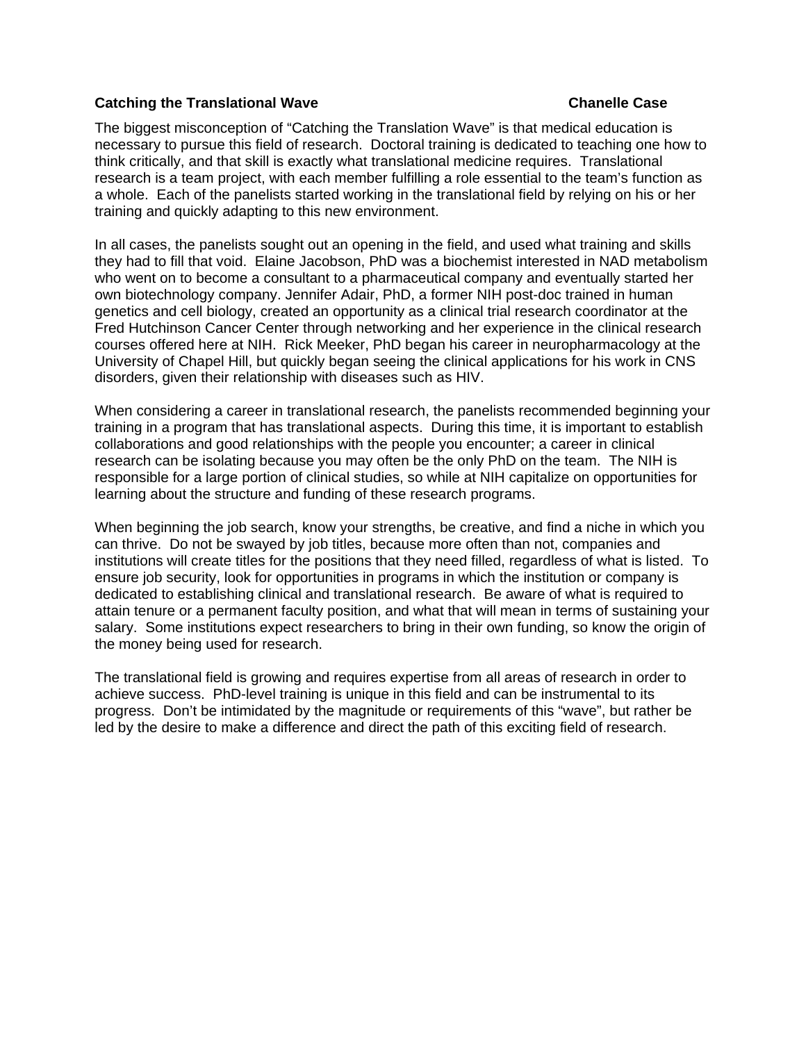**Catching the Translational Wave** **Chanelle Case**

The biggest misconception of "Catching the Translation Wave" is that medical education is necessary to pursue this field of research. Doctoral training is dedicated to teaching one how to think critically, and that skill is exactly what translational medicine requires. Translational research is a team project, with each member fulfilling a role essential to the team's function as a whole. Each of the panelists started working in the translational field by relying on his or her training and quickly adapting to this new environment.

In all cases, the panelists sought out an opening in the field, and used what training and skills they had to fill that void. Elaine Jacobson, PhD was a biochemist interested in NAD metabolism who went on to become a consultant to a pharmaceutical company and eventually started her own biotechnology company. Jennifer Adair, PhD, a former NIH post-doc trained in human genetics and cell biology, created an opportunity as a clinical trial research coordinator at the Fred Hutchinson Cancer Center through networking and her experience in the clinical research courses offered here at NIH. Rick Meeker, PhD began his career in neuropharmacology at the University of Chapel Hill, but quickly began seeing the clinical applications for his work in CNS disorders, given their relationship with diseases such as HIV.

When considering a career in translational research, the panelists recommended beginning your training in a program that has translational aspects. During this time, it is important to establish collaborations and good relationships with the people you encounter; a career in clinical research can be isolating because you may often be the only PhD on the team. The NIH is responsible for a large portion of clinical studies, so while at NIH capitalize on opportunities for learning about the structure and funding of these research programs.

When beginning the job search, know your strengths, be creative, and find a niche in which you can thrive. Do not be swayed by job titles, because more often than not, companies and institutions will create titles for the positions that they need filled, regardless of what is listed. To ensure job security, look for opportunities in programs in which the institution or company is dedicated to establishing clinical and translational research. Be aware of what is required to attain tenure or a permanent faculty position, and what that will mean in terms of sustaining your salary. Some institutions expect researchers to bring in their own funding, so know the origin of the money being used for research.

The translational field is growing and requires expertise from all areas of research in order to achieve success. PhD-level training is unique in this field and can be instrumental to its progress. Don't be intimidated by the magnitude or requirements of this "wave", but rather be led by the desire to make a difference and direct the path of this exciting field of research.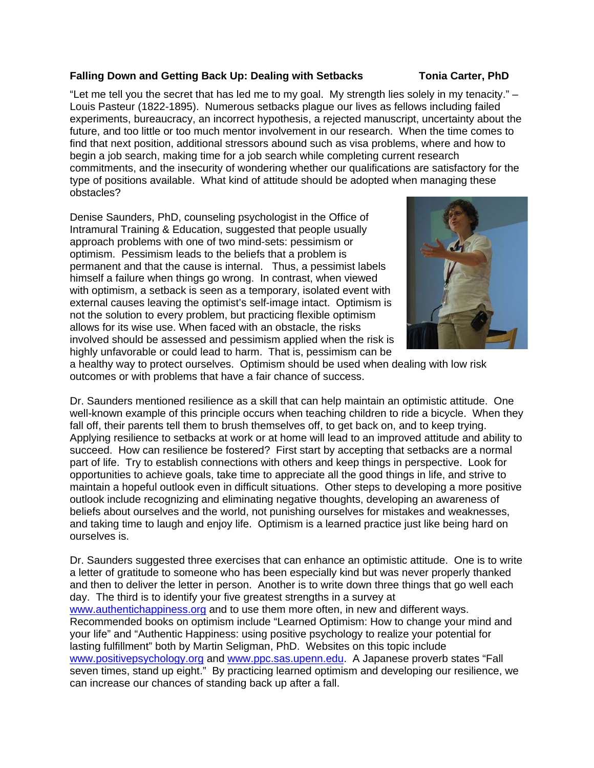**Falling Down and Getting Back Up: Dealing with Setbacks** **Tonia Carter, PhD**

"Let me tell you the secret that has led me to my goal. My strength lies solely in my tenacity." – Louis Pasteur (1822-1895). Numerous setbacks plague our lives as fellows including failed experiments, bureaucracy, an incorrect hypothesis, a rejected manuscript, uncertainty about the future, and too little or too much mentor involvement in our research. When the time comes to find that next position, additional stressors abound such as visa problems, where and how to begin a job search, making time for a job search while completing current research commitments, and the insecurity of wondering whether our qualifications are satisfactory for the type of positions available. What kind of attitude should be adopted when managing these obstacles?

Denise Saunders, PhD, counseling psychologist in the Office of Intramural Training & Education, suggested that people usually approach problems with one of two mind-sets: pessimism or optimism. Pessimism leads to the beliefs that a problem is permanent and that the cause is internal. Thus, a pessimist labels himself a failure when things go wrong. In contrast, when viewed with optimism, a setback is seen as a temporary, isolated event with external causes leaving the optimist's self-image intact. Optimism is not the solution to every problem, but practicing flexible optimism allows for its wise use. When faced with an obstacle, the risks involved should be assessed and pessimism applied when the risk is highly unfavorable or could lead to harm. That is, pessimism can be a healthy way to protect ourselves. Optimism should be used when dealing with low risk outcomes or with problems that have a fair chance of success.

Dr. Saunders mentioned resilience as a skill that can help maintain an optimistic attitude. One well-known example of this principle occurs when teaching children to ride a bicycle. When they fall off, their parents tell them to brush themselves off, to get back on, and to keep trying. Applying resilience to setbacks at work or at home will lead to an improved attitude and ability to succeed. How can resilience be fostered? First start by accepting that setbacks are a normal part of life. Try to establish connections with others and keep things in perspective. Look for opportunities to achieve goals, take time to appreciate all the good things in life, and strive to maintain a hopeful outlook even in difficult situations. Other steps to developing a more positive outlook include recognizing and eliminating negative thoughts, developing an awareness of beliefs about ourselves and the world, not punishing ourselves for mistakes and weaknesses, and taking time to laugh and enjoy life. Optimism is a learned practice just like being hard on ourselves is.

Dr. Saunders suggested three exercises that can enhance an optimistic attitude. One is to write a letter of gratitude to someone who has been especially kind but was never properly thanked and then to deliver the letter in person. Another is to write down three things that go well each day. The third is to identify your five greatest strengths in a survey at www.authentichappiness.org and to use them more often, in new and different ways. Recommended books on optimism include "Learned Optimism: How to change your mind and your life" and "Authentic Happiness: using positive psychology to realize your potential for lasting fulfillment" both by Martin Seligman, PhD. Websites on this topic include www.positivepsychology.org and www.ppc.sas.upenn.edu. A Japanese proverb states "Fall seven times, stand up eight." By practicing learned optimism and developing our resilience, we can increase our chances of standing back up after a fall.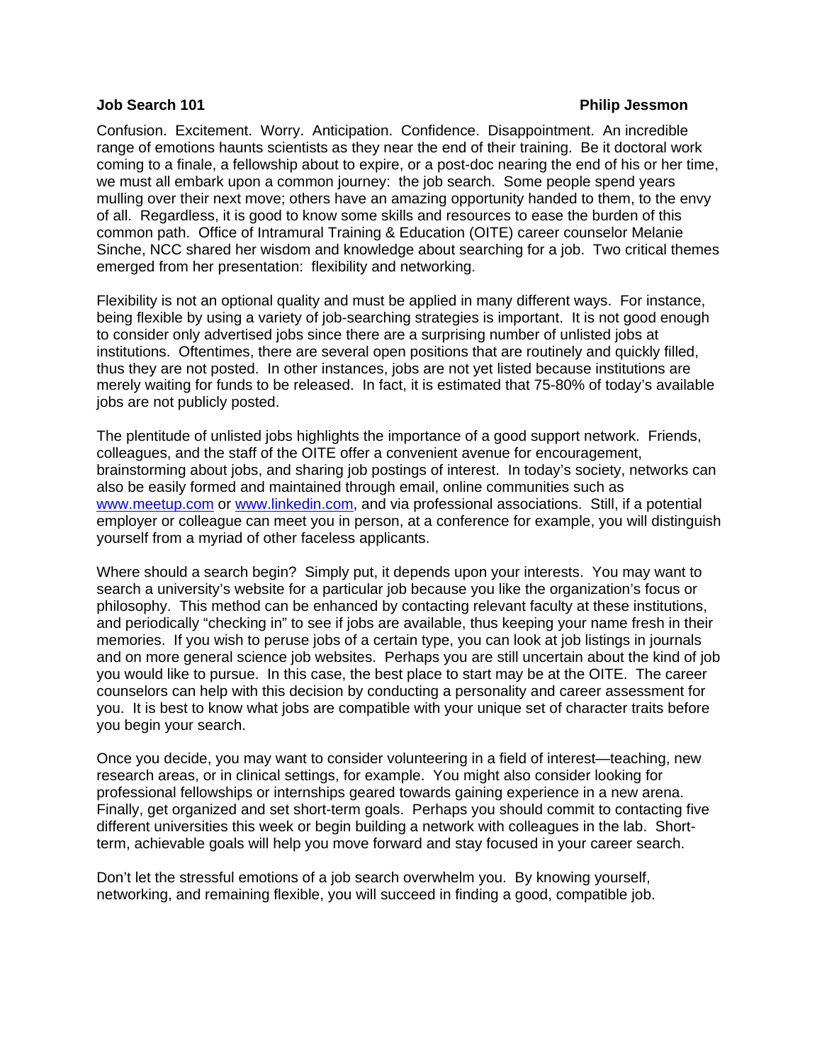**Job Search 101** **Philip Jessmon**

Confusion. Excitement. Worry. Anticipation. Confidence. Disappointment. An incredible range of emotions haunts scientists as they near the end of their training. Be it doctoral work coming to a finale, a fellowship about to expire, or a post-doc nearing the end of his or her time, we must all embark upon a common journey: the job search. Some people spend years mulling over their next move; others have an amazing opportunity handed to them, to the envy of all. Regardless, it is good to know some skills and resources to ease the burden of this common path. Office of Intramural Training & Education (OITE) career counselor Melanie Sinche, NCC shared her wisdom and knowledge about searching for a job. Two critical themes emerged from her presentation: flexibility and networking.

Flexibility is not an optional quality and must be applied in many different ways. For instance, being flexible by using a variety of job-searching strategies is important. It is not good enough to consider only advertised jobs since there are a surprising number of unlisted jobs at institutions. Oftentimes, there are several open positions that are routinely and quickly filled, thus they are not posted. In other instances, jobs are not yet listed because institutions are merely waiting for funds to be released. In fact, it is estimated that 75-80% of today's available jobs are not publicly posted.

The plentitude of unlisted jobs highlights the importance of a good support network. Friends, colleagues, and the staff of the OITE offer a convenient avenue for encouragement, brainstorming about jobs, and sharing job postings of interest. In today's society, networks can also be easily formed and maintained through email, online communities such as [www.meetup.com](http://www.meetup.com) or [www.linkedin.com](http://www.linkedin.com), and via professional associations. Still, if a potential employer or colleague can meet you in person, at a conference for example, you will distinguish yourself from a myriad of other faceless applicants.

Where should a search begin? Simply put, it depends upon your interests. You may want to search a university's website for a particular job because you like the organization's focus or philosophy. This method can be enhanced by contacting relevant faculty at these institutions, and periodically "checking in" to see if jobs are available, thus keeping your name fresh in their memories. If you wish to peruse jobs of a certain type, you can look at job listings in journals and on more general science job websites. Perhaps you are still uncertain about the kind of job you would like to pursue. In this case, the best place to start may be at the OITE. The career counselors can help with this decision by conducting a personality and career assessment for you. It is best to know what jobs are compatible with your unique set of character traits before you begin your search.

Once you decide, you may want to consider volunteering in a field of interest—teaching, new research areas, or in clinical settings, for example. You might also consider looking for professional fellowships or internships geared towards gaining experience in a new arena. Finally, get organized and set short-term goals. Perhaps you should commit to contacting five different universities this week or begin building a network with colleagues in the lab. Short-term, achievable goals will help you move forward and stay focused in your career search.

Don't let the stressful emotions of a job search overwhelm you. By knowing yourself, networking, and remaining flexible, you will succeed in finding a good, compatible job.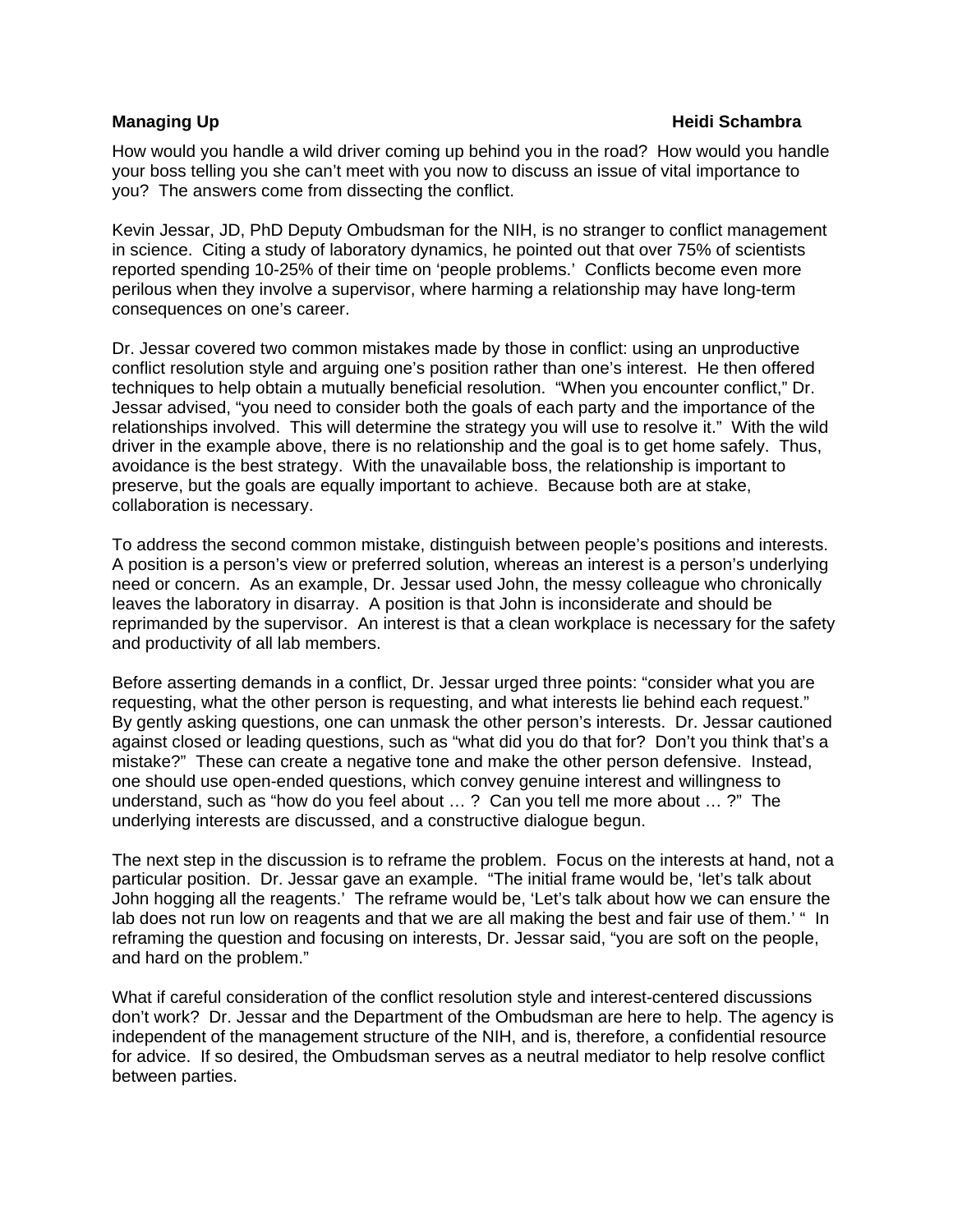**Managing Up** **Heidi Schambra**

How would you handle a wild driver coming up behind you in the road? How would you handle your boss telling you she can't meet with you now to discuss an issue of vital importance to you? The answers come from dissecting the conflict.

Kevin Jessar, JD, PhD Deputy Ombudsman for the NIH, is no stranger to conflict management in science. Citing a study of laboratory dynamics, he pointed out that over 75% of scientists reported spending 10-25% of their time on 'people problems.' Conflicts become even more perilous when they involve a supervisor, where harming a relationship may have long-term consequences on one's career.

Dr. Jessar covered two common mistakes made by those in conflict: using an unproductive conflict resolution style and arguing one's position rather than one's interest. He then offered techniques to help obtain a mutually beneficial resolution. "When you encounter conflict," Dr. Jessar advised, "you need to consider both the goals of each party and the importance of the relationships involved. This will determine the strategy you will use to resolve it." With the wild driver in the example above, there is no relationship and the goal is to get home safely. Thus, avoidance is the best strategy. With the unavailable boss, the relationship is important to preserve, but the goals are equally important to achieve. Because both are at stake, collaboration is necessary.

To address the second common mistake, distinguish between people's positions and interests. A position is a person's view or preferred solution, whereas an interest is a person's underlying need or concern. As an example, Dr. Jessar used John, the messy colleague who chronically leaves the laboratory in disarray. A position is that John is inconsiderate and should be reprimanded by the supervisor. An interest is that a clean workplace is necessary for the safety and productivity of all lab members.

Before asserting demands in a conflict, Dr. Jessar urged three points: "consider what you are requesting, what the other person is requesting, and what interests lie behind each request." By gently asking questions, one can unmask the other person's interests. Dr. Jessar cautioned against closed or leading questions, such as "what did you do that for? Don't you think that's a mistake?" These can create a negative tone and make the other person defensive. Instead, one should use open-ended questions, which convey genuine interest and willingness to understand, such as "how do you feel about … ? Can you tell me more about … ?" The underlying interests are discussed, and a constructive dialogue begun.

The next step in the discussion is to reframe the problem. Focus on the interests at hand, not a particular position. Dr. Jessar gave an example. "The initial frame would be, 'let's talk about John hogging all the reagents.' The reframe would be, 'Let's talk about how we can ensure the lab does not run low on reagents and that we are all making the best and fair use of them.' " In reframing the question and focusing on interests, Dr. Jessar said, "you are soft on the people, and hard on the problem."

What if careful consideration of the conflict resolution style and interest-centered discussions don't work? Dr. Jessar and the Department of the Ombudsman are here to help. The agency is independent of the management structure of the NIH, and is, therefore, a confidential resource for advice. If so desired, the Ombudsman serves as a neutral mediator to help resolve conflict between parties.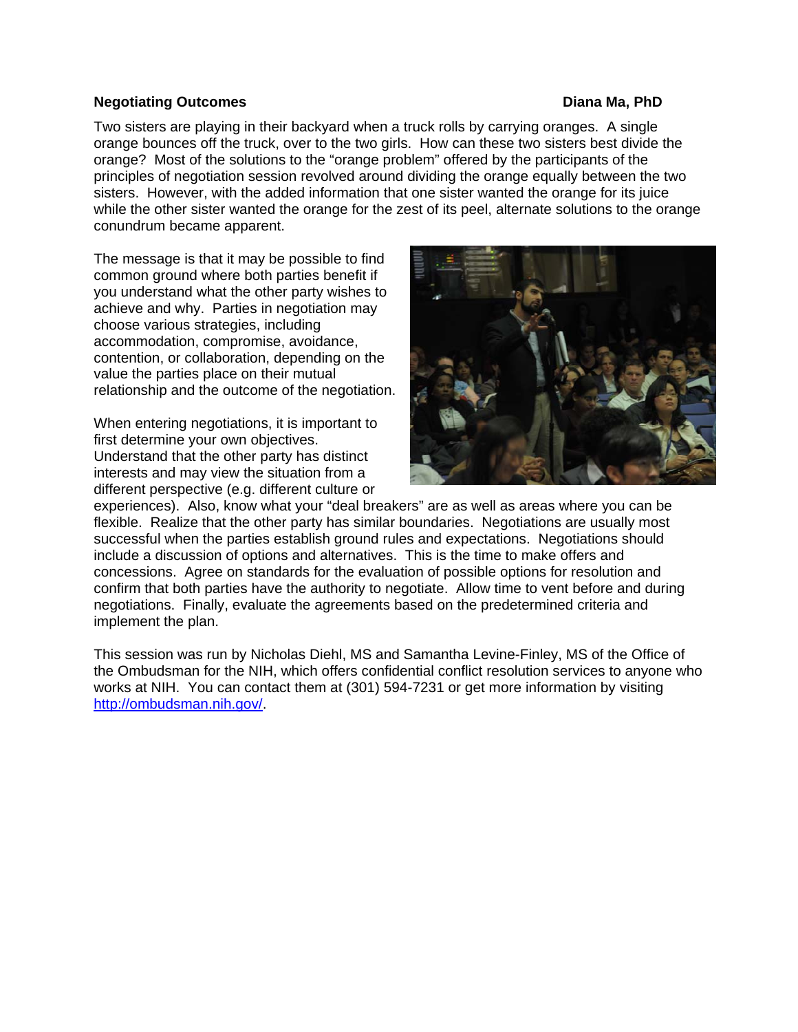**Negotiating Outcomes** **Diana Ma, PhD**

Two sisters are playing in their backyard when a truck rolls by carrying oranges. A single orange bounces off the truck, over to the two girls. How can these two sisters best divide the orange? Most of the solutions to the "orange problem" offered by the participants of the principles of negotiation session revolved around dividing the orange equally between the two sisters. However, with the added information that one sister wanted the orange for its juice while the other sister wanted the orange for the zest of its peel, alternate solutions to the orange conundrum became apparent.

The message is that it may be possible to find common ground where both parties benefit if you understand what the other party wishes to achieve and why. Parties in negotiation may choose various strategies, including accommodation, compromise, avoidance, contention, or collaboration, depending on the value the parties place on their mutual relationship and the outcome of the negotiation.

When entering negotiations, it is important to first determine your own objectives. Understand that the other party has distinct interests and may view the situation from a different perspective (e.g. different culture or experiences). Also, know what your "deal breakers" are as well as areas where you can be flexible. Realize that the other party has similar boundaries. Negotiations are usually most successful when the parties establish ground rules and expectations. Negotiations should include a discussion of options and alternatives. This is the time to make offers and concessions. Agree on standards for the evaluation of possible options for resolution and confirm that both parties have the authority to negotiate. Allow time to vent before and during negotiations. Finally, evaluate the agreements based on the predetermined criteria and implement the plan.

This session was run by Nicholas Diehl, MS and Samantha Levine-Finley, MS of the Office of the Ombudsman for the NIH, which offers confidential conflict resolution services to anyone who works at NIH. You can contact them at (301) 594-7231 or get more information by visiting http://ombudsman.nih.gov/.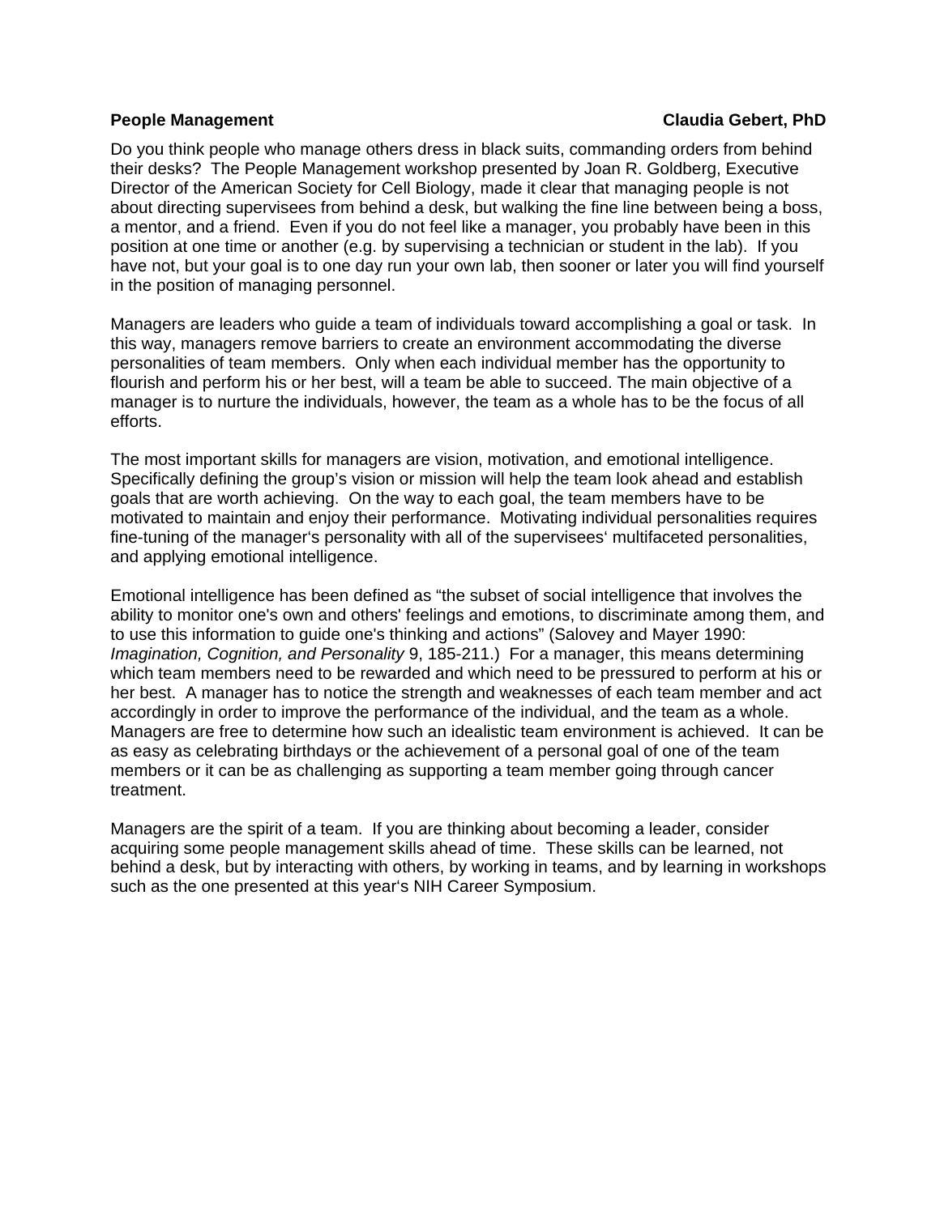**People Management** **Claudia Gebert, PhD**

Do you think people who manage others dress in black suits, commanding orders from behind their desks? The People Management workshop presented by Joan R. Goldberg, Executive Director of the American Society for Cell Biology, made it clear that managing people is not about directing supervisees from behind a desk, but walking the fine line between being a boss, a mentor, and a friend. Even if you do not feel like a manager, you probably have been in this position at one time or another (e.g. by supervising a technician or student in the lab). If you have not, but your goal is to one day run your own lab, then sooner or later you will find yourself in the position of managing personnel.

Managers are leaders who guide a team of individuals toward accomplishing a goal or task. In this way, managers remove barriers to create an environment accommodating the diverse personalities of team members. Only when each individual member has the opportunity to flourish and perform his or her best, will a team be able to succeed. The main objective of a manager is to nurture the individuals, however, the team as a whole has to be the focus of all efforts.

The most important skills for managers are vision, motivation, and emotional intelligence. Specifically defining the group's vision or mission will help the team look ahead and establish goals that are worth achieving. On the way to each goal, the team members have to be motivated to maintain and enjoy their performance. Motivating individual personalities requires fine-tuning of the manager's personality with all of the supervisees' multifaceted personalities, and applying emotional intelligence.

Emotional intelligence has been defined as "the subset of social intelligence that involves the ability to monitor one's own and others' feelings and emotions, to discriminate among them, and to use this information to guide one's thinking and actions" (Salovey and Mayer 1990: *Imagination, Cognition, and Personality* 9, 185-211.) For a manager, this means determining which team members need to be rewarded and which need to be pressured to perform at his or her best. A manager has to notice the strength and weaknesses of each team member and act accordingly in order to improve the performance of the individual, and the team as a whole. Managers are free to determine how such an idealistic team environment is achieved. It can be as easy as celebrating birthdays or the achievement of a personal goal of one of the team members or it can be as challenging as supporting a team member going through cancer treatment.

Managers are the spirit of a team. If you are thinking about becoming a leader, consider acquiring some people management skills ahead of time. These skills can be learned, not behind a desk, but by interacting with others, by working in teams, and by learning in workshops such as the one presented at this year's NIH Career Symposium.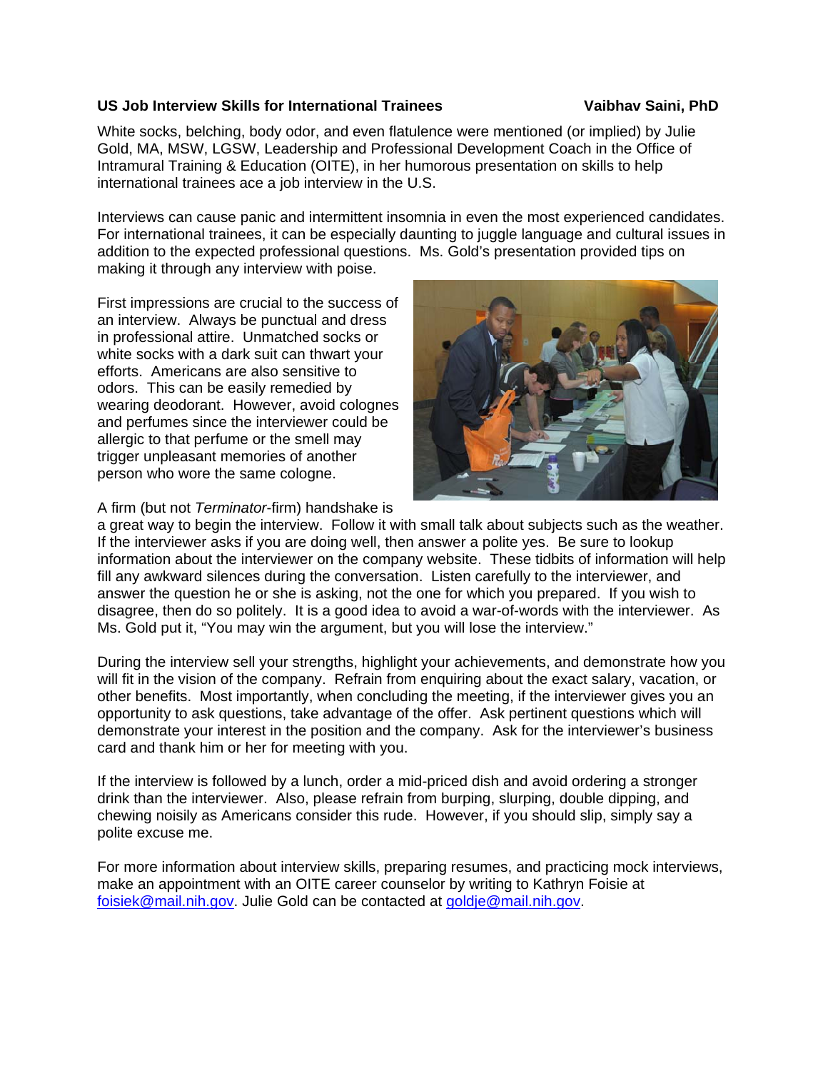**US Job Interview Skills for International Trainees** **Vaibhav Saini, PhD**

White socks, belching, body odor, and even flatulence were mentioned (or implied) by Julie Gold, MA, MSW, LGSW, Leadership and Professional Development Coach in the Office of Intramural Training & Education (OITE), in her humorous presentation on skills to help international trainees ace a job interview in the U.S.

Interviews can cause panic and intermittent insomnia in even the most experienced candidates. For international trainees, it can be especially daunting to juggle language and cultural issues in addition to the expected professional questions. Ms. Gold's presentation provided tips on making it through any interview with poise.

First impressions are crucial to the success of an interview. Always be punctual and dress in professional attire. Unmatched socks or white socks with a dark suit can thwart your efforts. Americans are also sensitive to odors. This can be easily remedied by wearing deodorant. However, avoid colognes and perfumes since the interviewer could be allergic to that perfume or the smell may trigger unpleasant memories of another person who wore the same cologne.

A firm (but not *Terminator*-firm) handshake is a great way to begin the interview. Follow it with small talk about subjects such as the weather. If the interviewer asks if you are doing well, then answer a polite yes. Be sure to lookup information about the interviewer on the company website. These tidbits of information will help fill any awkward silences during the conversation. Listen carefully to the interviewer, and answer the question he or she is asking, not the one for which you prepared. If you wish to disagree, then do so politely. It is a good idea to avoid a war-of-words with the interviewer. As Ms. Gold put it, "You may win the argument, but you will lose the interview."

During the interview sell your strengths, highlight your achievements, and demonstrate how you will fit in the vision of the company. Refrain from enquiring about the exact salary, vacation, or other benefits. Most importantly, when concluding the meeting, if the interviewer gives you an opportunity to ask questions, take advantage of the offer. Ask pertinent questions which will demonstrate your interest in the position and the company. Ask for the interviewer's business card and thank him or her for meeting with you.

If the interview is followed by a lunch, order a mid-priced dish and avoid ordering a stronger drink than the interviewer. Also, please refrain from burping, slurping, double dipping, and chewing noisily as Americans consider this rude. However, if you should slip, simply say a polite excuse me.

For more information about interview skills, preparing resumes, and practicing mock interviews, make an appointment with an OITE career counselor by writing to Kathryn Foisie at foisiek@mail.nih.gov. Julie Gold can be contacted at goldje@mail.nih.gov.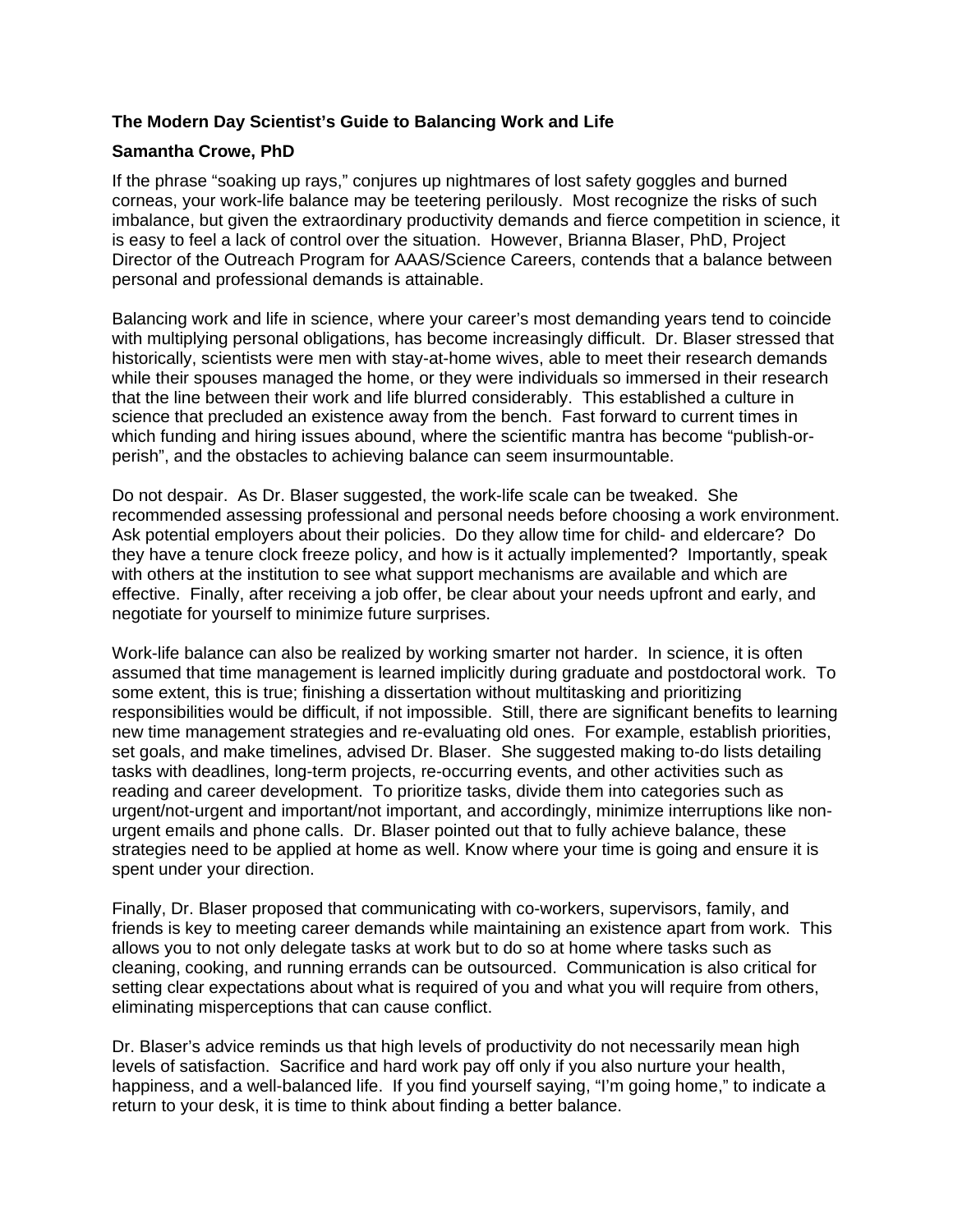**The Modern Day Scientist's Guide to Balancing Work and Life**

**Samantha Crowe, PhD**

If the phrase "soaking up rays," conjures up nightmares of lost safety goggles and burned corneas, your work-life balance may be teetering perilously. Most recognize the risks of such imbalance, but given the extraordinary productivity demands and fierce competition in science, it is easy to feel a lack of control over the situation. However, Brianna Blaser, PhD, Project Director of the Outreach Program for AAAS/Science Careers, contends that a balance between personal and professional demands is attainable.

Balancing work and life in science, where your career's most demanding years tend to coincide with multiplying personal obligations, has become increasingly difficult. Dr. Blaser stressed that historically, scientists were men with stay-at-home wives, able to meet their research demands while their spouses managed the home, or they were individuals so immersed in their research that the line between their work and life blurred considerably. This established a culture in science that precluded an existence away from the bench. Fast forward to current times in which funding and hiring issues abound, where the scientific mantra has become "publish-or-perish", and the obstacles to achieving balance can seem insurmountable.

Do not despair. As Dr. Blaser suggested, the work-life scale can be tweaked. She recommended assessing professional and personal needs before choosing a work environment. Ask potential employers about their policies. Do they allow time for child- and eldercare? Do they have a tenure clock freeze policy, and how is it actually implemented? Importantly, speak with others at the institution to see what support mechanisms are available and which are effective. Finally, after receiving a job offer, be clear about your needs upfront and early, and negotiate for yourself to minimize future surprises.

Work-life balance can also be realized by working smarter not harder. In science, it is often assumed that time management is learned implicitly during graduate and postdoctoral work. To some extent, this is true; finishing a dissertation without multitasking and prioritizing responsibilities would be difficult, if not impossible. Still, there are significant benefits to learning new time management strategies and re-evaluating old ones. For example, establish priorities, set goals, and make timelines, advised Dr. Blaser. She suggested making to-do lists detailing tasks with deadlines, long-term projects, re-occurring events, and other activities such as reading and career development. To prioritize tasks, divide them into categories such as urgent/not-urgent and important/not important, and accordingly, minimize interruptions like non-urgent emails and phone calls. Dr. Blaser pointed out that to fully achieve balance, these strategies need to be applied at home as well. Know where your time is going and ensure it is spent under your direction.

Finally, Dr. Blaser proposed that communicating with co-workers, supervisors, family, and friends is key to meeting career demands while maintaining an existence apart from work. This allows you to not only delegate tasks at work but to do so at home where tasks such as cleaning, cooking, and running errands can be outsourced. Communication is also critical for setting clear expectations about what is required of you and what you will require from others, eliminating misperceptions that can cause conflict.

Dr. Blaser's advice reminds us that high levels of productivity do not necessarily mean high levels of satisfaction. Sacrifice and hard work pay off only if you also nurture your health, happiness, and a well-balanced life. If you find yourself saying, "I'm going home," to indicate a return to your desk, it is time to think about finding a better balance.